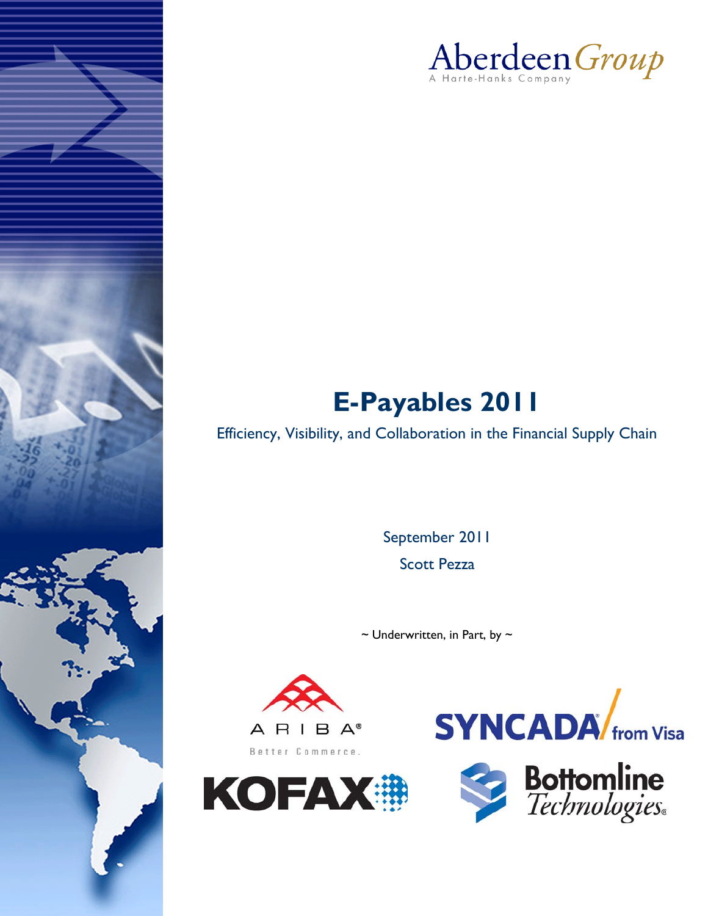AberdeenGroup

A Harte-Hanks Company

# E-Payables 2011

Efficiency, Visibility, and Collaboration in the Financial Supply Chain

September 2011

Scott Pezza

~ Underwritten, in Part, by ~

ARIBA® Better Commerce.

SYNCADA® from Visa

KOFAX

Bottomline Technologies®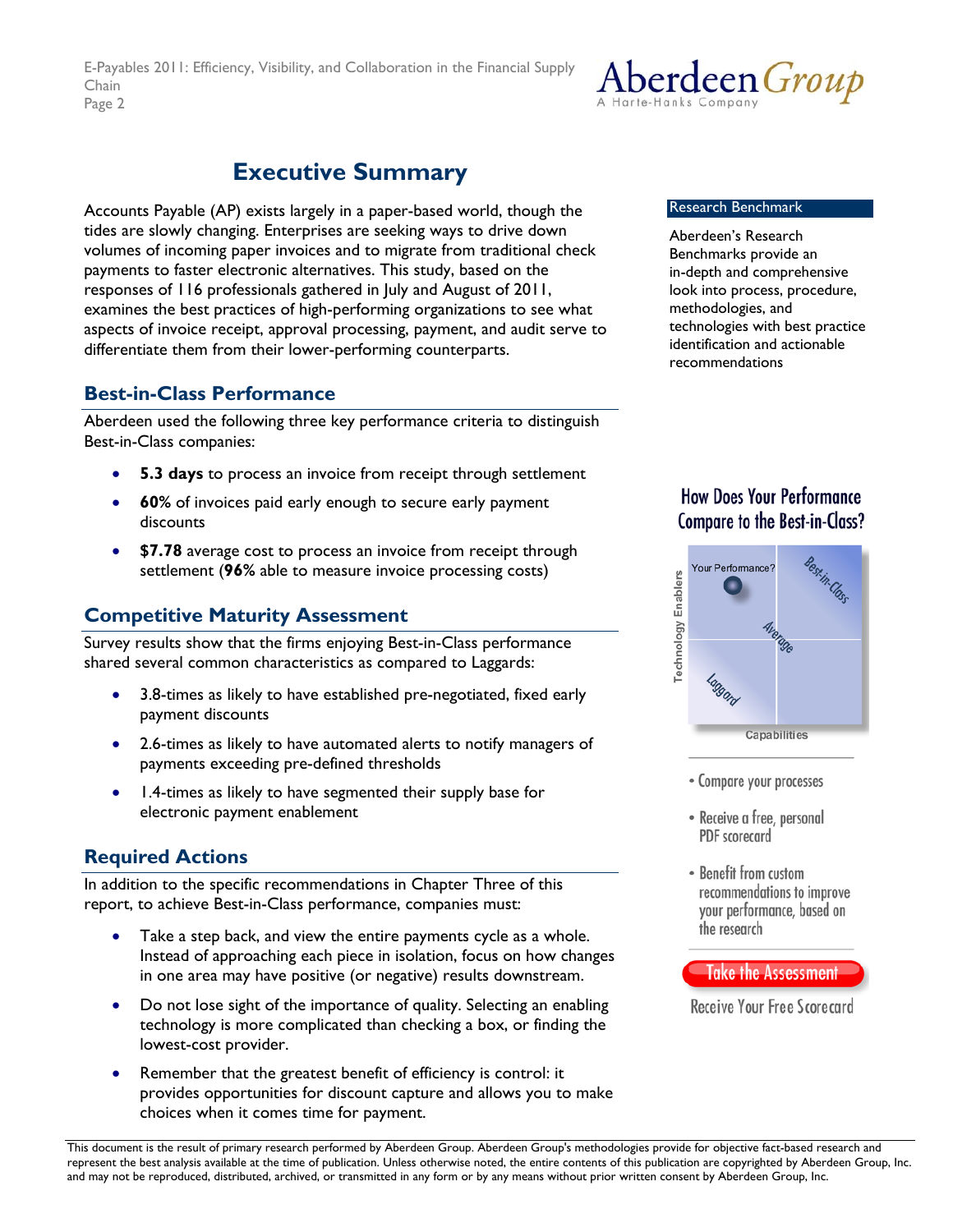# Executive Summary

Accounts Payable (AP) exists largely in a paper-based world, though the tides are slowly changing. Enterprises are seeking ways to drive down volumes of incoming paper invoices and to migrate from traditional check payments to faster electronic alternatives. This study, based on the responses of 116 professionals gathered in July and August of 2011, examines the best practices of high-performing organizations to see what aspects of invoice receipt, approval processing, payment, and audit serve to differentiate them from their lower-performing counterparts.

**Research Benchmark**

Aberdeen's Research Benchmarks provide an in-depth and comprehensive look into process, procedure, methodologies, and technologies with best practice identification and actionable recommendations

## Best-in-Class Performance

Aberdeen used the following three key performance criteria to distinguish Best-in-Class companies:

- **5.3 days** to process an invoice from receipt through settlement
- **60%** of invoices paid early enough to secure early payment discounts
- **$7.78** average cost to process an invoice from receipt through settlement (**96%** able to measure invoice processing costs)

## Competitive Maturity Assessment

Survey results show that the firms enjoying Best-in-Class performance shared several common characteristics as compared to Laggards:

- 3.8-times as likely to have established pre-negotiated, fixed early payment discounts
- 2.6-times as likely to have automated alerts to notify managers of payments exceeding pre-defined thresholds
- 1.4-times as likely to have segmented their supply base for electronic payment enablement

## Required Actions

In addition to the specific recommendations in Chapter Three of this report, to achieve Best-in-Class performance, companies must:

- Take a step back, and view the entire payments cycle as a whole. Instead of approaching each piece in isolation, focus on how changes in one area may have positive (or negative) results downstream.
- Do not lose sight of the importance of quality. Selecting an enabling technology is more complicated than checking a box, or finding the lowest-cost provider.
- Remember that the greatest benefit of efficiency is control: it provides opportunities for discount capture and allows you to make choices when it comes time for payment.

**How Does Your Performance Compare to the Best-in-Class?**

- Compare your processes
- Receive a free, personal PDF scorecard
- Benefit from custom recommendations to improve your performance, based on the research

Take the Assessment

Receive Your Free Scorecard

This document is the result of primary research performed by Aberdeen Group. Aberdeen Group's methodologies provide for objective fact-based research and represent the best analysis available at the time of publication. Unless otherwise noted, the entire contents of this publication are copyrighted by Aberdeen Group, Inc. and may not be reproduced, distributed, archived, or transmitted in any form or by any means without prior written consent by Aberdeen Group, Inc.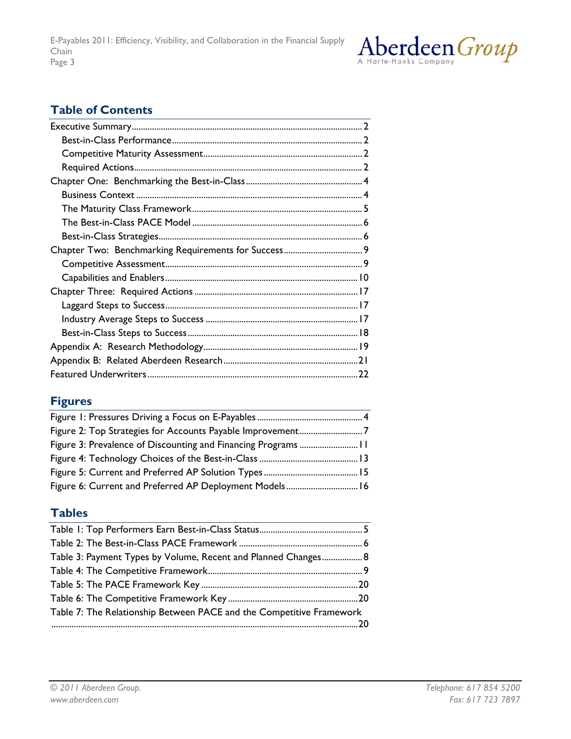## Table of Contents

- Executive Summary ... 2
  - Best-in-Class Performance ... 2
  - Competitive Maturity Assessment ... 2
  - Required Actions ... 2
- Chapter One: Benchmarking the Best-in-Class ... 4
  - Business Context ... 4
  - The Maturity Class Framework ... 5
  - The Best-in-Class PACE Model ... 6
  - Best-in-Class Strategies ... 6
- Chapter Two: Benchmarking Requirements for Success ... 9
  - Competitive Assessment ... 9
  - Capabilities and Enablers ... 10
- Chapter Three: Required Actions ... 17
  - Laggard Steps to Success ... 17
  - Industry Average Steps to Success ... 17
  - Best-in-Class Steps to Success ... 18
- Appendix A: Research Methodology ... 19
- Appendix B: Related Aberdeen Research ... 21
- Featured Underwriters ... 22

## Figures

- Figure 1: Pressures Driving a Focus on E-Payables ... 4
- Figure 2: Top Strategies for Accounts Payable Improvement ... 7
- Figure 3: Prevalence of Discounting and Financing Programs ... 11
- Figure 4: Technology Choices of the Best-in-Class ... 13
- Figure 5: Current and Preferred AP Solution Types ... 15
- Figure 6: Current and Preferred AP Deployment Models ... 16

## Tables

- Table 1: Top Performers Earn Best-in-Class Status ... 5
- Table 2: The Best-in-Class PACE Framework ... 6
- Table 3: Payment Types by Volume, Recent and Planned Changes ... 8
- Table 4: The Competitive Framework ... 9
- Table 5: The PACE Framework Key ... 20
- Table 6: The Competitive Framework Key ... 20
- Table 7: The Relationship Between PACE and the Competitive Framework ... 20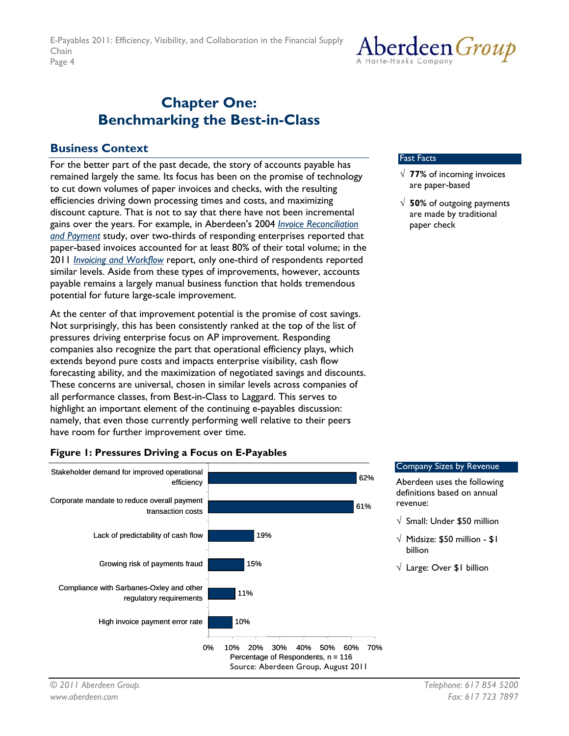# Chapter One: Benchmarking the Best-in-Class

## Business Context

For the better part of the past decade, the story of accounts payable has remained largely the same. Its focus has been on the promise of technology to cut down volumes of paper invoices and checks, with the resulting efficiencies driving down processing times and costs, and maximizing discount capture. That is not to say that there have not been incremental gains over the years. For example, in Aberdeen's 2004 *Invoice Reconciliation and Payment* study, over two-thirds of responding enterprises reported that paper-based invoices accounted for at least 80% of their total volume; in the 2011 *Invoicing and Workflow* report, only one-third of respondents reported similar levels. Aside from these types of improvements, however, accounts payable remains a largely manual business function that holds tremendous potential for future large-scale improvement.

At the center of that improvement potential is the promise of cost savings. Not surprisingly, this has been consistently ranked at the top of the list of pressures driving enterprise focus on AP improvement. Responding companies also recognize the part that operational efficiency plays, which extends beyond pure costs and impacts enterprise visibility, cash flow forecasting ability, and the maximization of negotiated savings and discounts. These concerns are universal, chosen in similar levels across companies of all performance classes, from Best-in-Class to Laggard. This serves to highlight an important element of the continuing e-payables discussion: namely, that even those currently performing well relative to their peers have room for further improvement over time.

**Fast Facts**

- √ **77%** of incoming invoices are paper-based
- √ **50%** of outgoing payments are made by traditional paper check

**Figure 1: Pressures Driving a Focus on E-Payables**

| Pressure | Percentage of Respondents |
|---|---|
| Stakeholder demand for improved operational efficiency | 62% |
| Corporate mandate to reduce overall payment transaction costs | 61% |
| Lack of predictability of cash flow | 19% |
| Growing risk of payments fraud | 15% |
| Compliance with Sarbanes-Oxley and other regulatory requirements | 11% |
| High invoice payment error rate | 10% |

Percentage of Respondents, n = 116

Source: Aberdeen Group, August 2011

**Company Sizes by Revenue**

Aberdeen uses the following definitions based on annual revenue:

- √ Small: Under $50 million
- √ Midsize: $50 million - $1 billion
- √ Large: Over $1 billion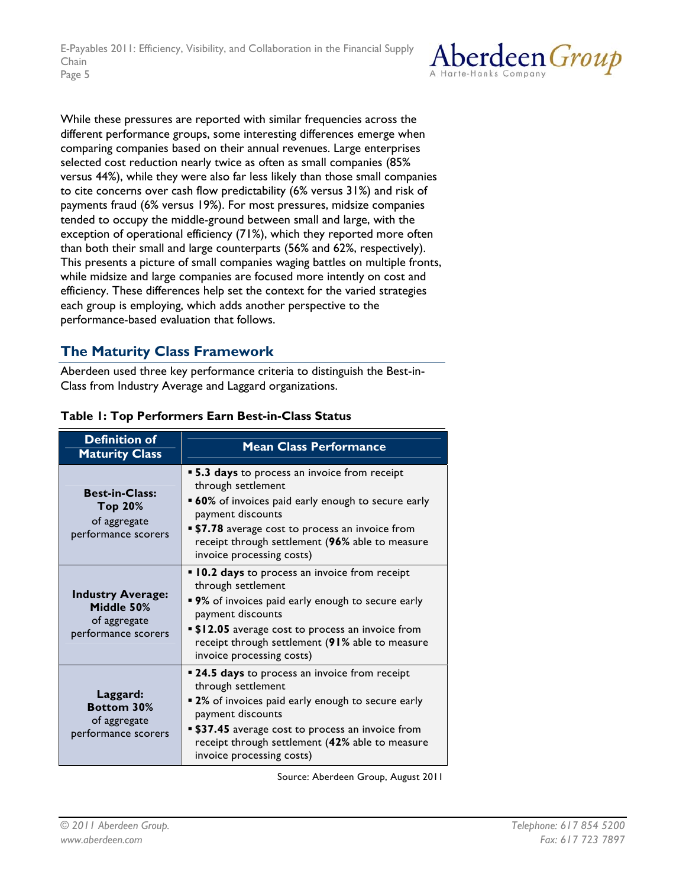While these pressures are reported with similar frequencies across the different performance groups, some interesting differences emerge when comparing companies based on their annual revenues. Large enterprises selected cost reduction nearly twice as often as small companies (85% versus 44%), while they were also far less likely than those small companies to cite concerns over cash flow predictability (6% versus 31%) and risk of payments fraud (6% versus 19%). For most pressures, midsize companies tended to occupy the middle-ground between small and large, with the exception of operational efficiency (71%), which they reported more often than both their small and large counterparts (56% and 62%, respectively). This presents a picture of small companies waging battles on multiple fronts, while midsize and large companies are focused more intently on cost and efficiency. These differences help set the context for the varied strategies each group is employing, which adds another perspective to the performance-based evaluation that follows.

## The Maturity Class Framework

Aberdeen used three key performance criteria to distinguish the Best-in-Class from Industry Average and Laggard organizations.

**Table 1: Top Performers Earn Best-in-Class Status**

| Definition of Maturity Class | Mean Class Performance |
|---|---|
| **Best-in-Class: Top 20%** of aggregate performance scorers | ▪ **5.3 days** to process an invoice from receipt through settlement<br>▪ **60%** of invoices paid early enough to secure early payment discounts<br>▪ **$7.78** average cost to process an invoice from receipt through settlement (**96%** able to measure invoice processing costs) |
| **Industry Average: Middle 50%** of aggregate performance scorers | ▪ **10.2 days** to process an invoice from receipt through settlement<br>▪ **9%** of invoices paid early enough to secure early payment discounts<br>▪ **$12.05** average cost to process an invoice from receipt through settlement (**91%** able to measure invoice processing costs) |
| **Laggard: Bottom 30%** of aggregate performance scorers | ▪ **24.5 days** to process an invoice from receipt through settlement<br>▪ **2%** of invoices paid early enough to secure early payment discounts<br>▪ **$37.45** average cost to process an invoice from receipt through settlement (**42%** able to measure invoice processing costs) |

Source: Aberdeen Group, August 2011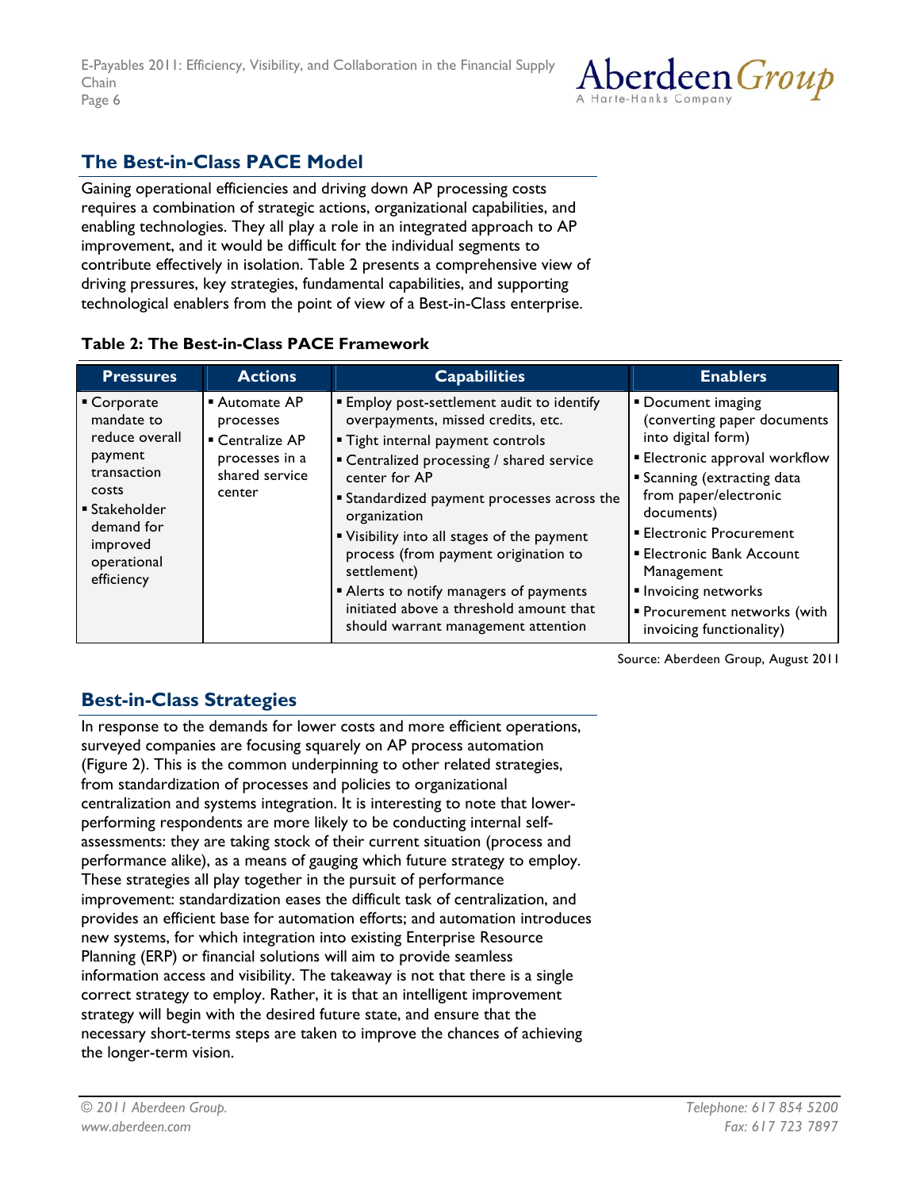## The Best-in-Class PACE Model

Gaining operational efficiencies and driving down AP processing costs requires a combination of strategic actions, organizational capabilities, and enabling technologies. They all play a role in an integrated approach to AP improvement, and it would be difficult for the individual segments to contribute effectively in isolation. Table 2 presents a comprehensive view of driving pressures, key strategies, fundamental capabilities, and supporting technological enablers from the point of view of a Best-in-Class enterprise.

**Table 2: The Best-in-Class PACE Framework**

| Pressures | Actions | Capabilities | Enablers |
|---|---|---|---|
| ▪ Corporate mandate to reduce overall payment transaction costs<br>▪ Stakeholder demand for improved operational efficiency | ▪ Automate AP processes<br>▪ Centralize AP processes in a shared service center | ▪ Employ post-settlement audit to identify overpayments, missed credits, etc.<br>▪ Tight internal payment controls<br>▪ Centralized processing / shared service center for AP<br>▪ Standardized payment processes across the organization<br>▪ Visibility into all stages of the payment process (from payment origination to settlement)<br>▪ Alerts to notify managers of payments initiated above a threshold amount that should warrant management attention | ▪ Document imaging (converting paper documents into digital form)<br>▪ Electronic approval workflow<br>▪ Scanning (extracting data from paper/electronic documents)<br>▪ Electronic Procurement<br>▪ Electronic Bank Account Management<br>▪ Invoicing networks<br>▪ Procurement networks (with invoicing functionality) |

Source: Aberdeen Group, August 2011

## Best-in-Class Strategies

In response to the demands for lower costs and more efficient operations, surveyed companies are focusing squarely on AP process automation (Figure 2). This is the common underpinning to other related strategies, from standardization of processes and policies to organizational centralization and systems integration. It is interesting to note that lower-performing respondents are more likely to be conducting internal self-assessments: they are taking stock of their current situation (process and performance alike), as a means of gauging which future strategy to employ. These strategies all play together in the pursuit of performance improvement: standardization eases the difficult task of centralization, and provides an efficient base for automation efforts; and automation introduces new systems, for which integration into existing Enterprise Resource Planning (ERP) or financial solutions will aim to provide seamless information access and visibility. The takeaway is not that there is a single correct strategy to employ. Rather, it is that an intelligent improvement strategy will begin with the desired future state, and ensure that the necessary short-terms steps are taken to improve the chances of achieving the longer-term vision.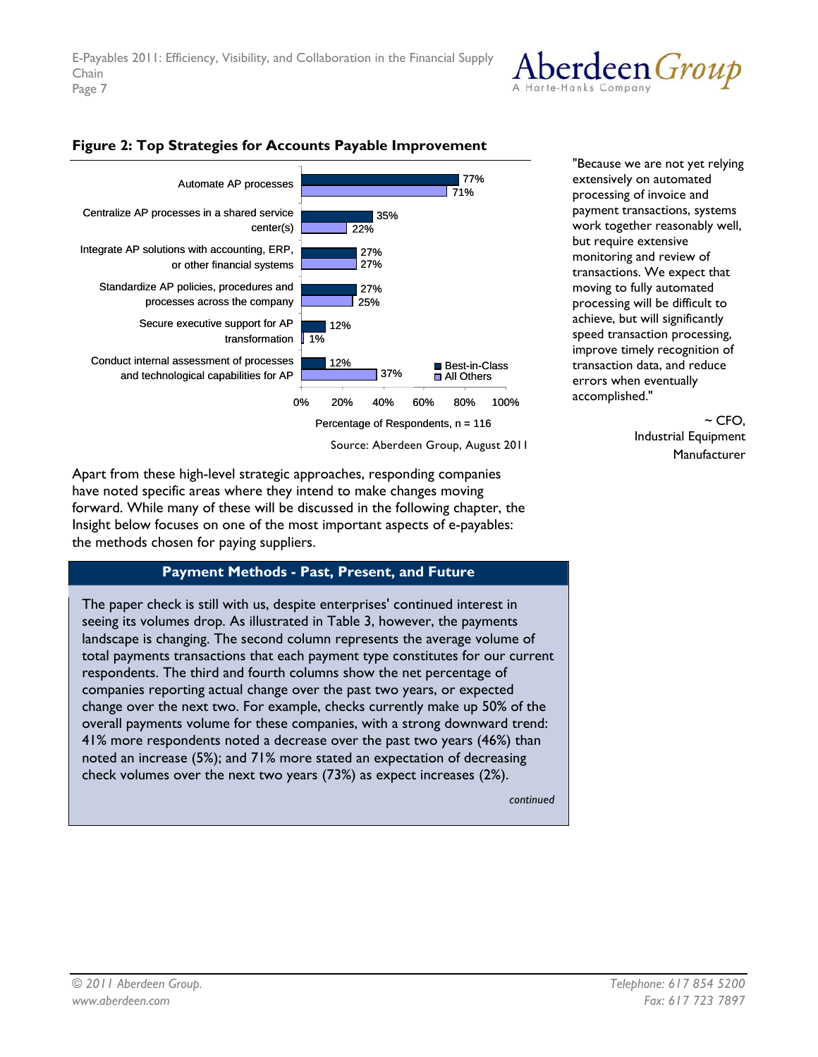**Figure 2: Top Strategies for Accounts Payable Improvement**

| Strategy | Best-in-Class | All Others |
|---|---|---|
| Automate AP processes | 77% | 71% |
| Centralize AP processes in a shared service center(s) | 35% | 22% |
| Integrate AP solutions with accounting, ERP, or other financial systems | 27% | 27% |
| Standardize AP policies, procedures and processes across the company | 27% | 25% |
| Secure executive support for AP transformation | 12% | 1% |
| Conduct internal assessment of processes and technological capabilities for AP | 12% | 37% |

Percentage of Respondents, n = 116

Source: Aberdeen Group, August 2011

"Because we are not yet relying extensively on automated processing of invoice and payment transactions, systems work together reasonably well, but require extensive monitoring and review of transactions. We expect that moving to fully automated processing will be difficult to achieve, but will significantly speed transaction processing, improve timely recognition of transaction data, and reduce errors when eventually accomplished."

~ CFO, Industrial Equipment Manufacturer

Apart from these high-level strategic approaches, responding companies have noted specific areas where they intend to make changes moving forward. While many of these will be discussed in the following chapter, the Insight below focuses on one of the most important aspects of e-payables: the methods chosen for paying suppliers.

### Payment Methods - Past, Present, and Future

The paper check is still with us, despite enterprises' continued interest in seeing its volumes drop. As illustrated in Table 3, however, the payments landscape is changing. The second column represents the average volume of total payments transactions that each payment type constitutes for our current respondents. The third and fourth columns show the net percentage of companies reporting actual change over the past two years, or expected change over the next two. For example, checks currently make up 50% of the overall payments volume for these companies, with a strong downward trend: 41% more respondents noted a decrease over the past two years (46%) than noted an increase (5%); and 71% more stated an expectation of decreasing check volumes over the next two years (73%) as expect increases (2%).

*continued*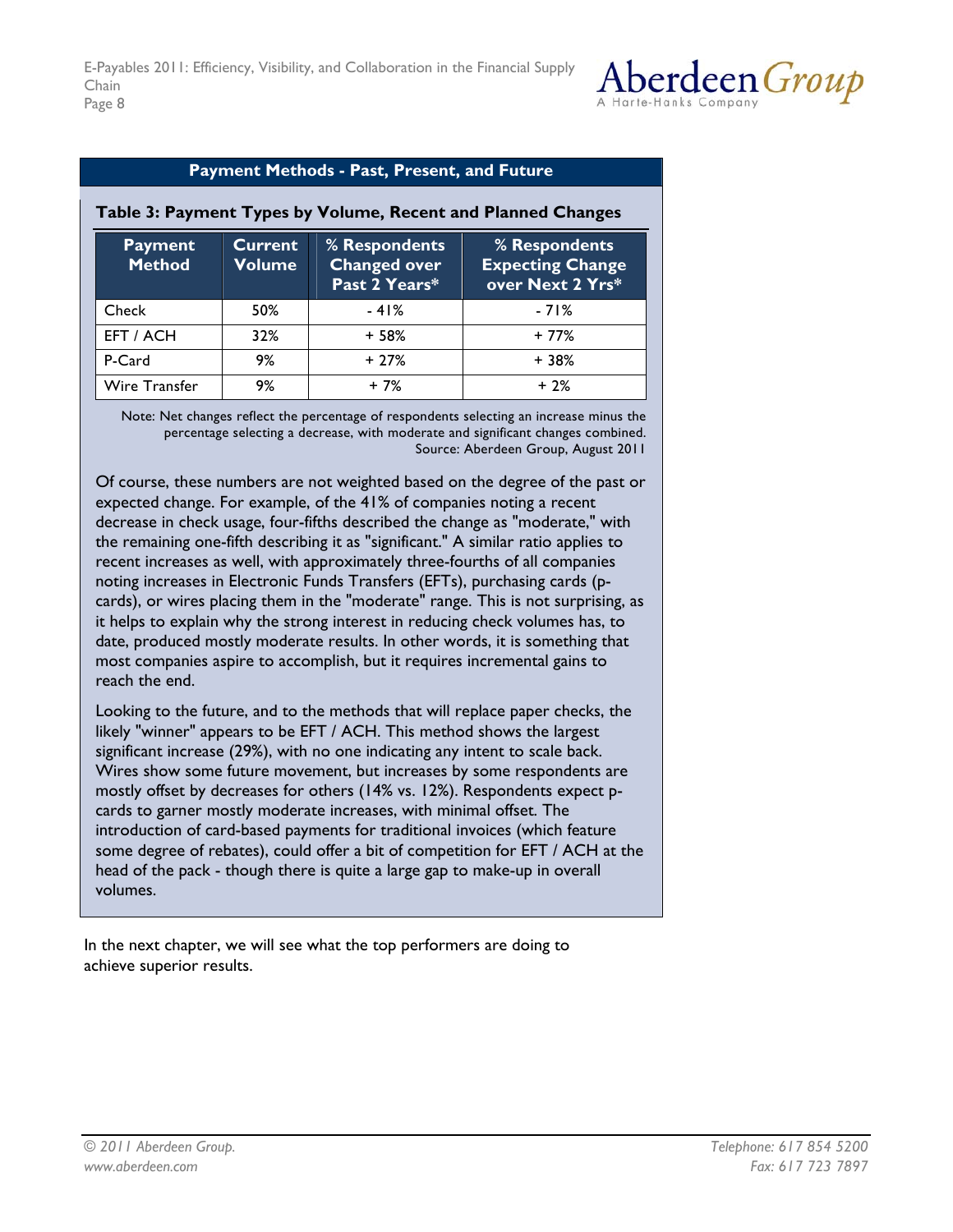**Payment Methods - Past, Present, and Future**

**Table 3: Payment Types by Volume, Recent and Planned Changes**

| Payment Method | Current Volume | % Respondents Changed over Past 2 Years* | % Respondents Expecting Change over Next 2 Yrs* |
|---|---|---|---|
| Check | 50% | - 41% | - 71% |
| EFT / ACH | 32% | + 58% | + 77% |
| P-Card | 9% | + 27% | + 38% |
| Wire Transfer | 9% | + 7% | + 2% |

Note: Net changes reflect the percentage of respondents selecting an increase minus the percentage selecting a decrease, with moderate and significant changes combined.
Source: Aberdeen Group, August 2011

Of course, these numbers are not weighted based on the degree of the past or expected change. For example, of the 41% of companies noting a recent decrease in check usage, four-fifths described the change as "moderate," with the remaining one-fifth describing it as "significant." A similar ratio applies to recent increases as well, with approximately three-fourths of all companies noting increases in Electronic Funds Transfers (EFTs), purchasing cards (p-cards), or wires placing them in the "moderate" range. This is not surprising, as it helps to explain why the strong interest in reducing check volumes has, to date, produced mostly moderate results. In other words, it is something that most companies aspire to accomplish, but it requires incremental gains to reach the end.

Looking to the future, and to the methods that will replace paper checks, the likely "winner" appears to be EFT / ACH. This method shows the largest significant increase (29%), with no one indicating any intent to scale back. Wires show some future movement, but increases by some respondents are mostly offset by decreases for others (14% vs. 12%). Respondents expect p-cards to garner mostly moderate increases, with minimal offset. The introduction of card-based payments for traditional invoices (which feature some degree of rebates), could offer a bit of competition for EFT / ACH at the head of the pack - though there is quite a large gap to make-up in overall volumes.

In the next chapter, we will see what the top performers are doing to achieve superior results.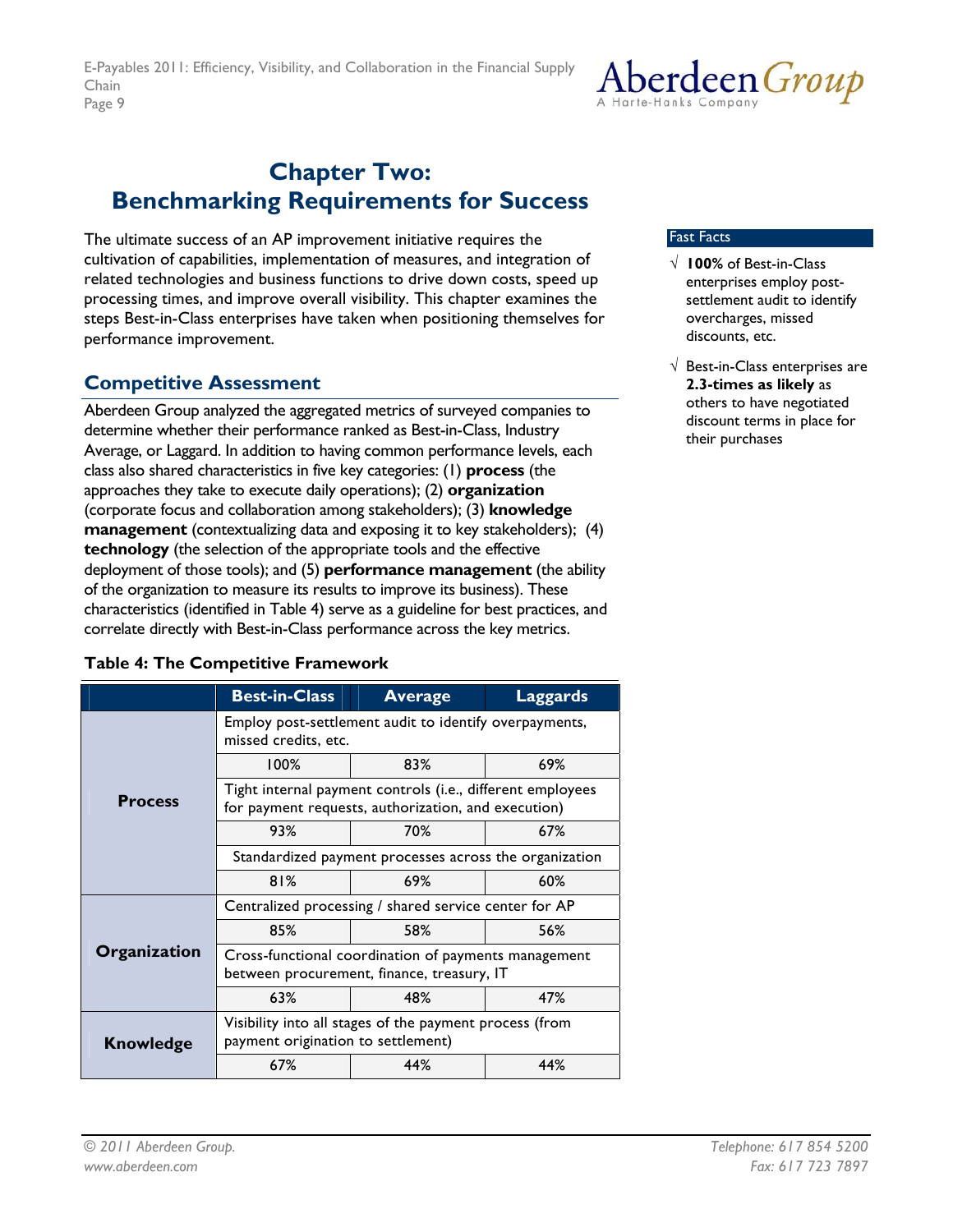# Chapter Two: Benchmarking Requirements for Success

The ultimate success of an AP improvement initiative requires the cultivation of capabilities, implementation of measures, and integration of related technologies and business functions to drive down costs, speed up processing times, and improve overall visibility. This chapter examines the steps Best-in-Class enterprises have taken when positioning themselves for performance improvement.

**Fast Facts**

- √ **100%** of Best-in-Class enterprises employ post-settlement audit to identify overcharges, missed discounts, etc.
- √ Best-in-Class enterprises are **2.3-times as likely** as others to have negotiated discount terms in place for their purchases

## Competitive Assessment

Aberdeen Group analyzed the aggregated metrics of surveyed companies to determine whether their performance ranked as Best-in-Class, Industry Average, or Laggard. In addition to having common performance levels, each class also shared characteristics in five key categories: (1) **process** (the approaches they take to execute daily operations); (2) **organization** (corporate focus and collaboration among stakeholders); (3) **knowledge management** (contextualizing data and exposing it to key stakeholders); (4) **technology** (the selection of the appropriate tools and the effective deployment of those tools); and (5) **performance management** (the ability of the organization to measure its results to improve its business). These characteristics (identified in Table 4) serve as a guideline for best practices, and correlate directly with Best-in-Class performance across the key metrics.

**Table 4: The Competitive Framework**

| | Best-in-Class | Average | Laggards |
|---|---|---|---|
| **Process** | Employ post-settlement audit to identify overpayments, missed credits, etc. | | |
| | 100% | 83% | 69% |
| | Tight internal payment controls (i.e., different employees for payment requests, authorization, and execution) | | |
| | 93% | 70% | 67% |
| | Standardized payment processes across the organization | | |
| | 81% | 69% | 60% |
| **Organization** | Centralized processing / shared service center for AP | | |
| | 85% | 58% | 56% |
| | Cross-functional coordination of payments management between procurement, finance, treasury, IT | | |
| | 63% | 48% | 47% |
| **Knowledge** | Visibility into all stages of the payment process (from payment origination to settlement) | | |
| | 67% | 44% | 44% |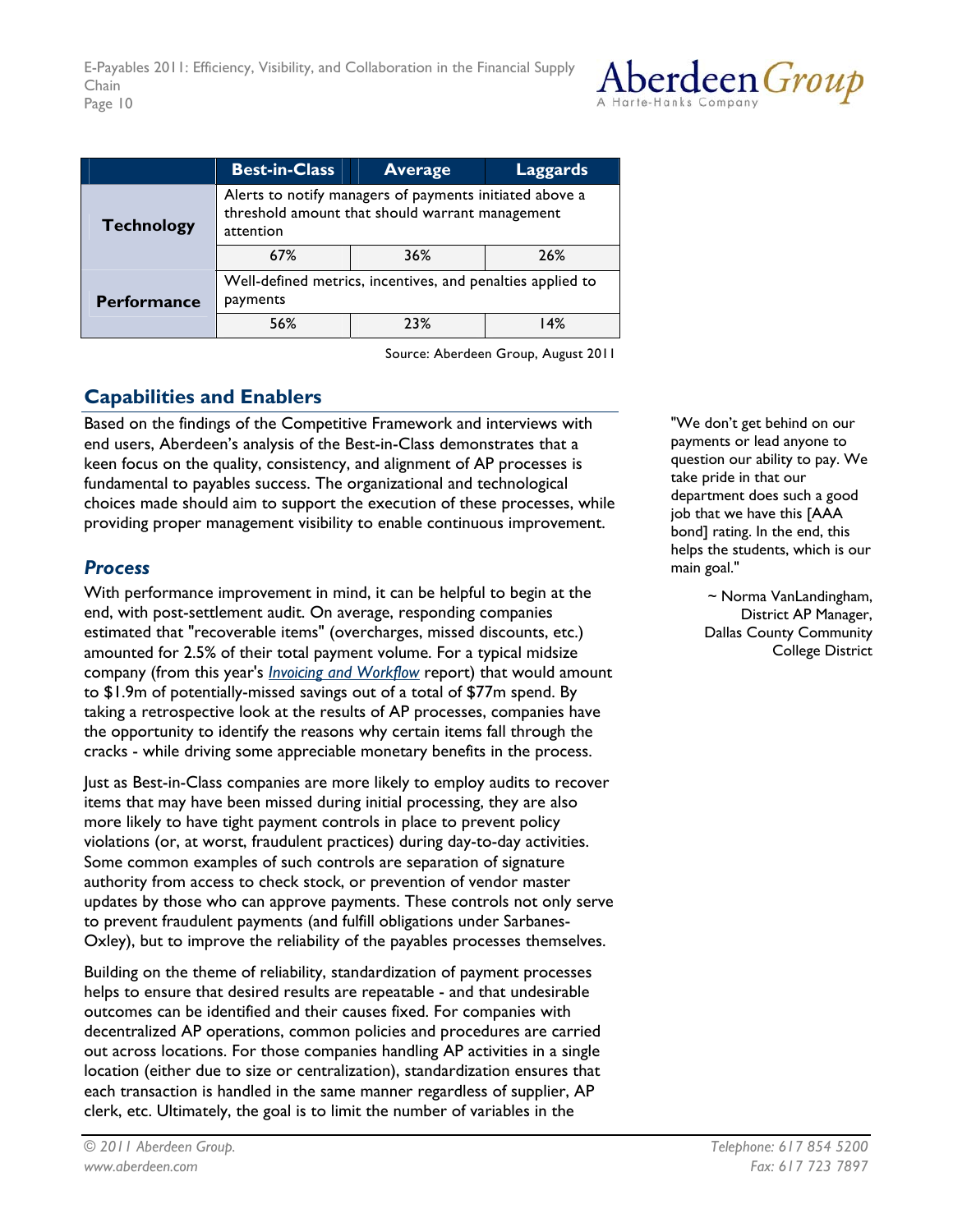| | Best-in-Class | Average | Laggards |
|---|---|---|---|
| **Technology** | Alerts to notify managers of payments initiated above a threshold amount that should warrant management attention | | |
| | 67% | 36% | 26% |
| **Performance** | Well-defined metrics, incentives, and penalties applied to payments | | |
| | 56% | 23% | 14% |

Source: Aberdeen Group, August 2011

## Capabilities and Enablers

Based on the findings of the Competitive Framework and interviews with end users, Aberdeen's analysis of the Best-in-Class demonstrates that a keen focus on the quality, consistency, and alignment of AP processes is fundamental to payables success. The organizational and technological choices made should aim to support the execution of these processes, while providing proper management visibility to enable continuous improvement.

### *Process*

With performance improvement in mind, it can be helpful to begin at the end, with post-settlement audit. On average, responding companies estimated that "recoverable items" (overcharges, missed discounts, etc.) amounted for 2.5% of their total payment volume. For a typical midsize company (from this year's *Invoicing and Workflow* report) that would amount to $1.9m of potentially-missed savings out of a total of $77m spend. By taking a retrospective look at the results of AP processes, companies have the opportunity to identify the reasons why certain items fall through the cracks - while driving some appreciable monetary benefits in the process.

Just as Best-in-Class companies are more likely to employ audits to recover items that may have been missed during initial processing, they are also more likely to have tight payment controls in place to prevent policy violations (or, at worst, fraudulent practices) during day-to-day activities. Some common examples of such controls are separation of signature authority from access to check stock, or prevention of vendor master updates by those who can approve payments. These controls not only serve to prevent fraudulent payments (and fulfill obligations under Sarbanes-Oxley), but to improve the reliability of the payables processes themselves.

Building on the theme of reliability, standardization of payment processes helps to ensure that desired results are repeatable - and that undesirable outcomes can be identified and their causes fixed. For companies with decentralized AP operations, common policies and procedures are carried out across locations. For those companies handling AP activities in a single location (either due to size or centralization), standardization ensures that each transaction is handled in the same manner regardless of supplier, AP clerk, etc. Ultimately, the goal is to limit the number of variables in the

"We don't get behind on our payments or lead anyone to question our ability to pay. We take pride in that our department does such a good job that we have this [AAA bond] rating. In the end, this helps the students, which is our main goal."

~ Norma VanLandingham, District AP Manager, Dallas County Community College District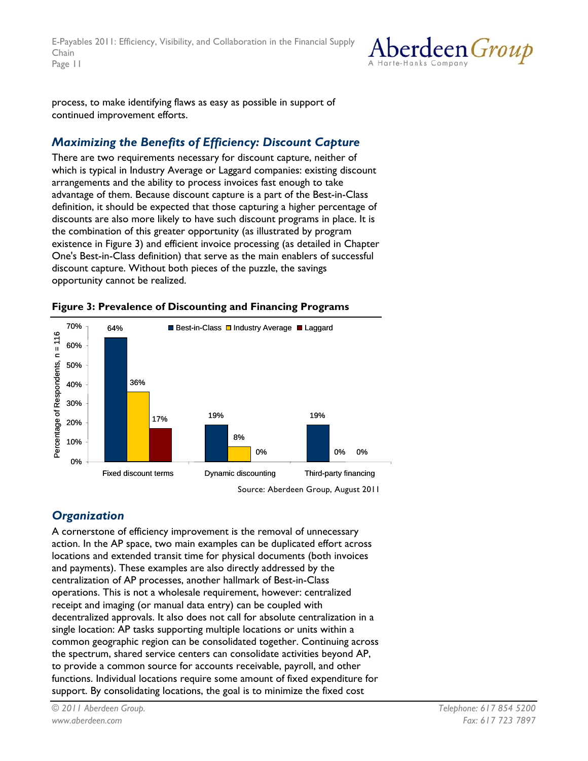process, to make identifying flaws as easy as possible in support of continued improvement efforts.

## *Maximizing the Benefits of Efficiency: Discount Capture*

There are two requirements necessary for discount capture, neither of which is typical in Industry Average or Laggard companies: existing discount arrangements and the ability to process invoices fast enough to take advantage of them. Because discount capture is a part of the Best-in-Class definition, it should be expected that those capturing a higher percentage of discounts are also more likely to have such discount programs in place. It is the combination of this greater opportunity (as illustrated by program existence in Figure 3) and efficient invoice processing (as detailed in Chapter One's Best-in-Class definition) that serve as the main enablers of successful discount capture. Without both pieces of the puzzle, the savings opportunity cannot be realized.

**Figure 3: Prevalence of Discounting and Financing Programs**

| Percentage of Respondents, n = 116 | Best-in-Class | Industry Average | Laggard |
|---|---|---|---|
| Fixed discount terms | 64% | 36% | 17% |
| Dynamic discounting | 19% | 8% | 0% |
| Third-party financing | 19% | 0% | 0% |

Source: Aberdeen Group, August 2011

## *Organization*

A cornerstone of efficiency improvement is the removal of unnecessary action. In the AP space, two main examples can be duplicated effort across locations and extended transit time for physical documents (both invoices and payments). These examples are also directly addressed by the centralization of AP processes, another hallmark of Best-in-Class operations. This is not a wholesale requirement, however: centralized receipt and imaging (or manual data entry) can be coupled with decentralized approvals. It also does not call for absolute centralization in a single location: AP tasks supporting multiple locations or units within a common geographic region can be consolidated together. Continuing across the spectrum, shared service centers can consolidate activities beyond AP, to provide a common source for accounts receivable, payroll, and other functions. Individual locations require some amount of fixed expenditure for support. By consolidating locations, the goal is to minimize the fixed cost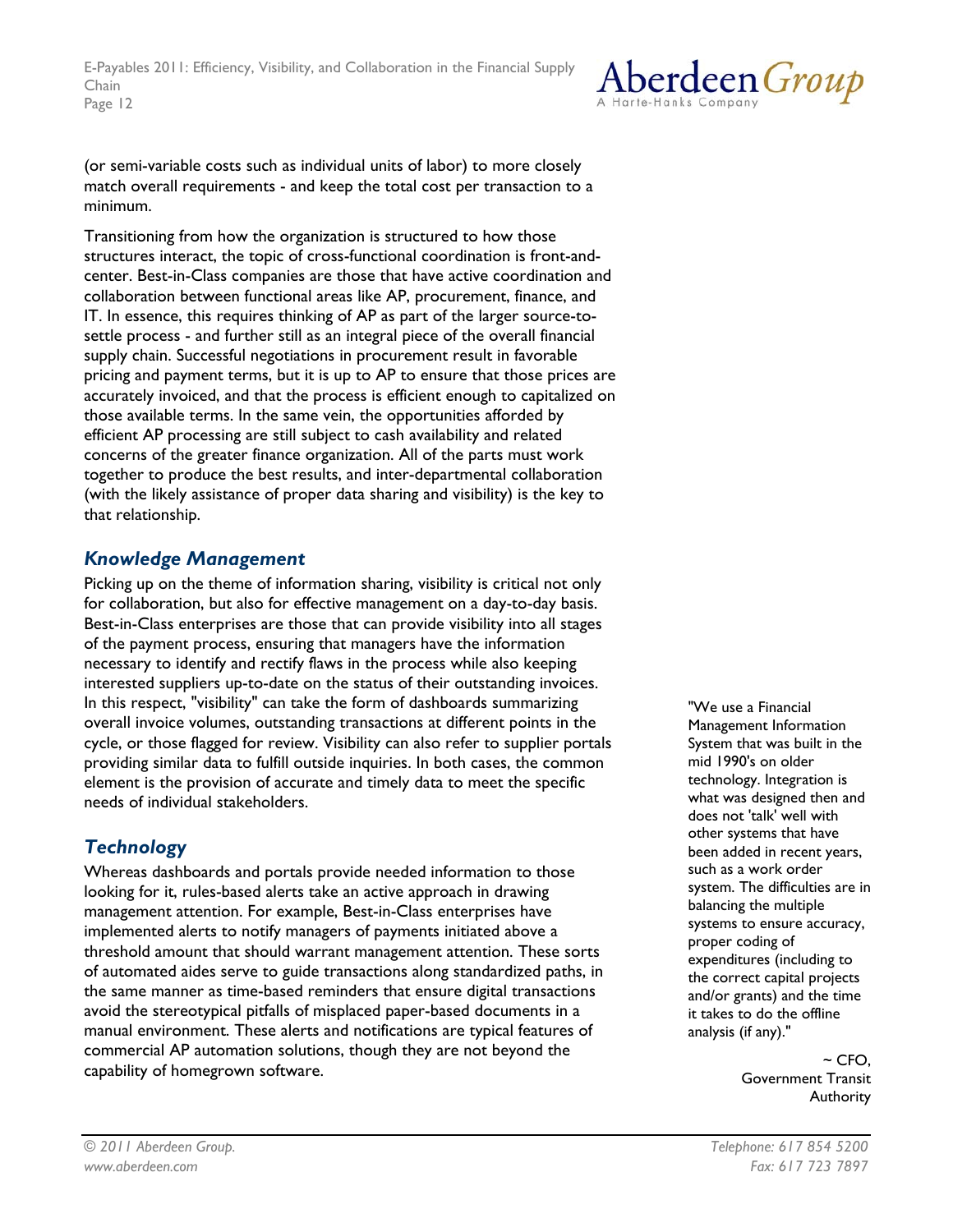(or semi-variable costs such as individual units of labor) to more closely match overall requirements - and keep the total cost per transaction to a minimum.

Transitioning from how the organization is structured to how those structures interact, the topic of cross-functional coordination is front-and-center. Best-in-Class companies are those that have active coordination and collaboration between functional areas like AP, procurement, finance, and IT. In essence, this requires thinking of AP as part of the larger source-to-settle process - and further still as an integral piece of the overall financial supply chain. Successful negotiations in procurement result in favorable pricing and payment terms, but it is up to AP to ensure that those prices are accurately invoiced, and that the process is efficient enough to capitalized on those available terms. In the same vein, the opportunities afforded by efficient AP processing are still subject to cash availability and related concerns of the greater finance organization. All of the parts must work together to produce the best results, and inter-departmental collaboration (with the likely assistance of proper data sharing and visibility) is the key to that relationship.

## *Knowledge Management*

Picking up on the theme of information sharing, visibility is critical not only for collaboration, but also for effective management on a day-to-day basis. Best-in-Class enterprises are those that can provide visibility into all stages of the payment process, ensuring that managers have the information necessary to identify and rectify flaws in the process while also keeping interested suppliers up-to-date on the status of their outstanding invoices. In this respect, "visibility" can take the form of dashboards summarizing overall invoice volumes, outstanding transactions at different points in the cycle, or those flagged for review. Visibility can also refer to supplier portals providing similar data to fulfill outside inquiries. In both cases, the common element is the provision of accurate and timely data to meet the specific needs of individual stakeholders.

## *Technology*

Whereas dashboards and portals provide needed information to those looking for it, rules-based alerts take an active approach in drawing management attention. For example, Best-in-Class enterprises have implemented alerts to notify managers of payments initiated above a threshold amount that should warrant management attention. These sorts of automated aides serve to guide transactions along standardized paths, in the same manner as time-based reminders that ensure digital transactions avoid the stereotypical pitfalls of misplaced paper-based documents in a manual environment. These alerts and notifications are typical features of commercial AP automation solutions, though they are not beyond the capability of homegrown software.

> "We use a Financial Management Information System that was built in the mid 1990's on older technology. Integration is what was designed then and does not 'talk' well with other systems that have been added in recent years, such as a work order system. The difficulties are in balancing the multiple systems to ensure accuracy, proper coding of expenditures (including to the correct capital projects and/or grants) and the time it takes to do the offline analysis (if any)."
>
> ~ CFO, Government Transit Authority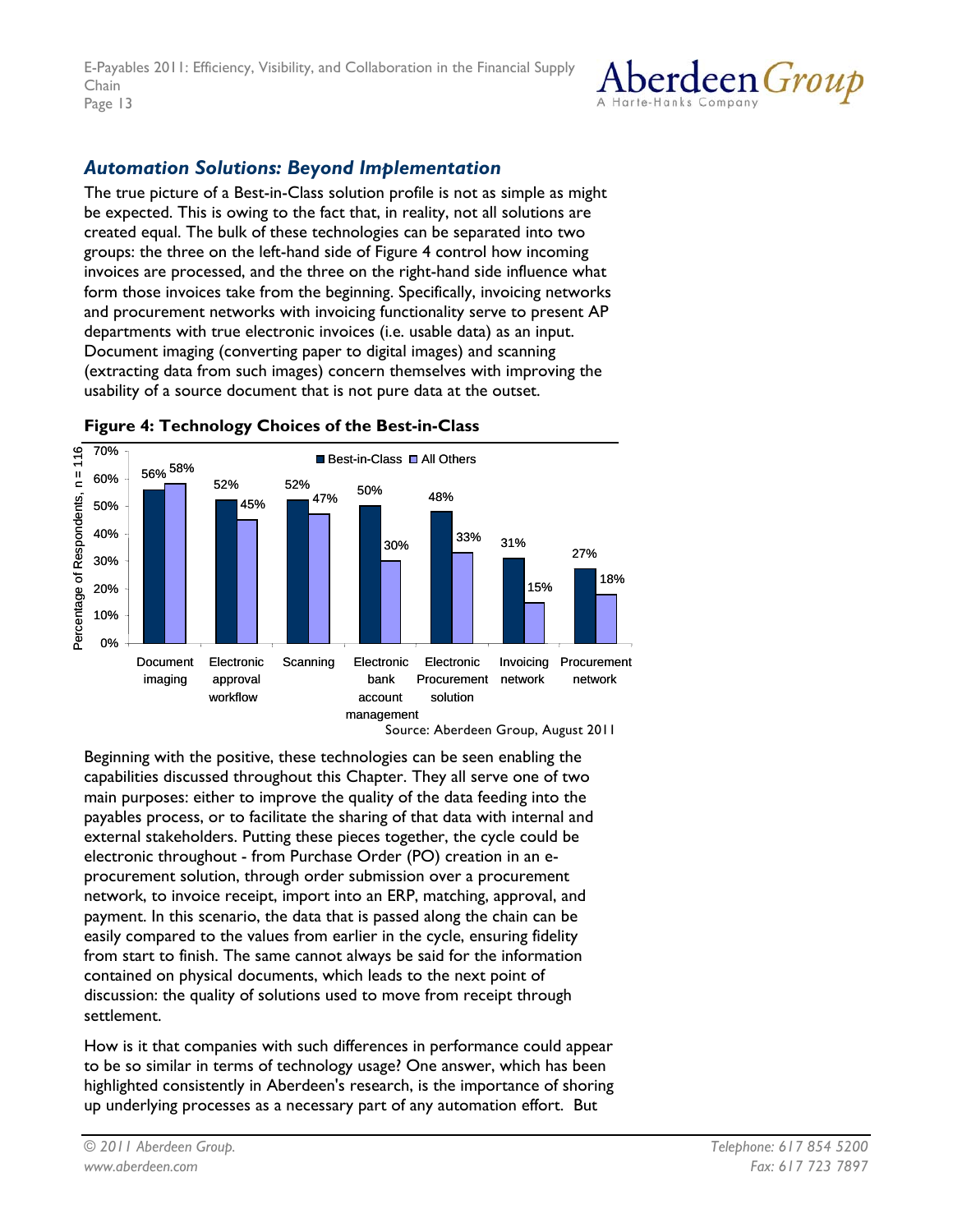## *Automation Solutions: Beyond Implementation*

The true picture of a Best-in-Class solution profile is not as simple as might be expected. This is owing to the fact that, in reality, not all solutions are created equal. The bulk of these technologies can be separated into two groups: the three on the left-hand side of Figure 4 control how incoming invoices are processed, and the three on the right-hand side influence what form those invoices take from the beginning. Specifically, invoicing networks and procurement networks with invoicing functionality serve to present AP departments with true electronic invoices (i.e. usable data) as an input. Document imaging (converting paper to digital images) and scanning (extracting data from such images) concern themselves with improving the usability of a source document that is not pure data at the outset.

**Figure 4: Technology Choices of the Best-in-Class**

| Technology | Best-in-Class | All Others |
|---|---|---|
| Document imaging | 56% | 58% |
| Electronic approval workflow | 52% | 45% |
| Scanning | 52% | 47% |
| Electronic bank account management | 50% | 30% |
| Electronic Procurement solution | 48% | 33% |
| Invoicing network | 31% | 15% |
| Procurement network | 27% | 18% |

Percentage of Respondents, n = 116

Source: Aberdeen Group, August 2011

Beginning with the positive, these technologies can be seen enabling the capabilities discussed throughout this Chapter. They all serve one of two main purposes: either to improve the quality of the data feeding into the payables process, or to facilitate the sharing of that data with internal and external stakeholders. Putting these pieces together, the cycle could be electronic throughout - from Purchase Order (PO) creation in an e-procurement solution, through order submission over a procurement network, to invoice receipt, import into an ERP, matching, approval, and payment. In this scenario, the data that is passed along the chain can be easily compared to the values from earlier in the cycle, ensuring fidelity from start to finish. The same cannot always be said for the information contained on physical documents, which leads to the next point of discussion: the quality of solutions used to move from receipt through settlement.

How is it that companies with such differences in performance could appear to be so similar in terms of technology usage? One answer, which has been highlighted consistently in Aberdeen's research, is the importance of shoring up underlying processes as a necessary part of any automation effort. But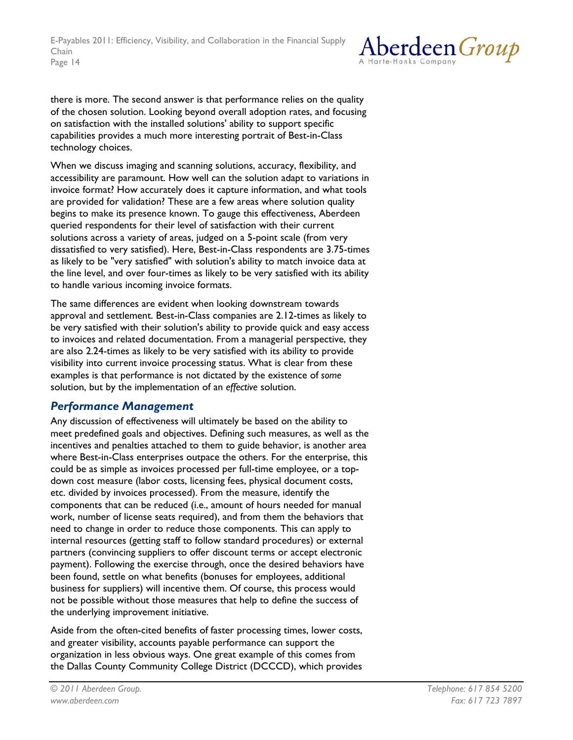there is more. The second answer is that performance relies on the quality of the chosen solution. Looking beyond overall adoption rates, and focusing on satisfaction with the installed solutions' ability to support specific capabilities provides a much more interesting portrait of Best-in-Class technology choices.

When we discuss imaging and scanning solutions, accuracy, flexibility, and accessibility are paramount. How well can the solution adapt to variations in invoice format? How accurately does it capture information, and what tools are provided for validation? These are a few areas where solution quality begins to make its presence known. To gauge this effectiveness, Aberdeen queried respondents for their level of satisfaction with their current solutions across a variety of areas, judged on a 5-point scale (from very dissatisfied to very satisfied). Here, Best-in-Class respondents are 3.75-times as likely to be "very satisfied" with solution's ability to match invoice data at the line level, and over four-times as likely to be very satisfied with its ability to handle various incoming invoice formats.

The same differences are evident when looking downstream towards approval and settlement. Best-in-Class companies are 2.12-times as likely to be very satisfied with their solution's ability to provide quick and easy access to invoices and related documentation. From a managerial perspective, they are also 2.24-times as likely to be very satisfied with its ability to provide visibility into current invoice processing status. What is clear from these examples is that performance is not dictated by the existence of *some* solution, but by the implementation of an *effective* solution.

## Performance Management

Any discussion of effectiveness will ultimately be based on the ability to meet predefined goals and objectives. Defining such measures, as well as the incentives and penalties attached to them to guide behavior, is another area where Best-in-Class enterprises outpace the others. For the enterprise, this could be as simple as invoices processed per full-time employee, or a top-down cost measure (labor costs, licensing fees, physical document costs, etc. divided by invoices processed). From the measure, identify the components that can be reduced (i.e., amount of hours needed for manual work, number of license seats required), and from them the behaviors that need to change in order to reduce those components. This can apply to internal resources (getting staff to follow standard procedures) or external partners (convincing suppliers to offer discount terms or accept electronic payment). Following the exercise through, once the desired behaviors have been found, settle on what benefits (bonuses for employees, additional business for suppliers) will incentive them. Of course, this process would not be possible without those measures that help to define the success of the underlying improvement initiative.

Aside from the often-cited benefits of faster processing times, lower costs, and greater visibility, accounts payable performance can support the organization in less obvious ways. One great example of this comes from the Dallas County Community College District (DCCCD), which provides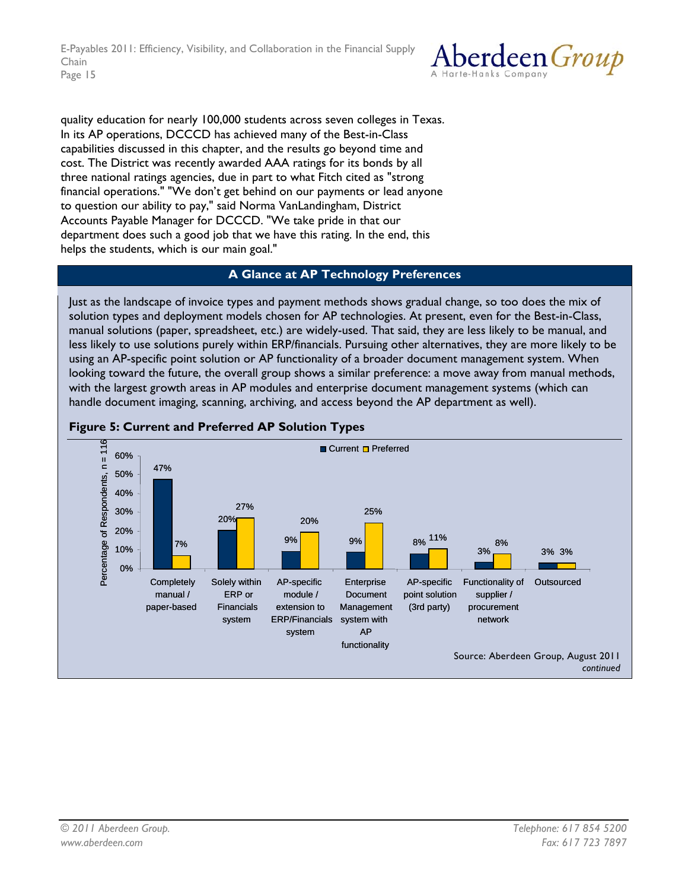quality education for nearly 100,000 students across seven colleges in Texas. In its AP operations, DCCCD has achieved many of the Best-in-Class capabilities discussed in this chapter, and the results go beyond time and cost. The District was recently awarded AAA ratings for its bonds by all three national ratings agencies, due in part to what Fitch cited as "strong financial operations." "We don't get behind on our payments or lead anyone to question our ability to pay," said Norma VanLandingham, District Accounts Payable Manager for DCCCD. "We take pride in that our department does such a good job that we have this rating. In the end, this helps the students, which is our main goal."

## A Glance at AP Technology Preferences

Just as the landscape of invoice types and payment methods shows gradual change, so too does the mix of solution types and deployment models chosen for AP technologies. At present, even for the Best-in-Class, manual solutions (paper, spreadsheet, etc.) are widely-used. That said, they are less likely to be manual, and less likely to use solutions purely within ERP/financials. Pursuing other alternatives, they are more likely to be using an AP-specific point solution or AP functionality of a broader document management system. When looking toward the future, the overall group shows a similar preference: a move away from manual methods, with the largest growth areas in AP modules and enterprise document management systems (which can handle document imaging, scanning, archiving, and access beyond the AP department as well).

**Figure 5: Current and Preferred AP Solution Types**

| Solution type (Percentage of Respondents, n = 116) | Current | Preferred |
|---|---|---|
| Completely manual / paper-based | 47% | 7% |
| Solely within ERP or Financials system | 20% | 27% |
| AP-specific module / extension to ERP/Financials system | 9% | 20% |
| Enterprise Document Management system with AP functionality | 9% | 25% |
| AP-specific point solution (3rd party) | 8% | 11% |
| Functionality of supplier / procurement network | 3% | 8% |
| Outsourced | 3% | 3% |

Source: Aberdeen Group, August 2011

*continued*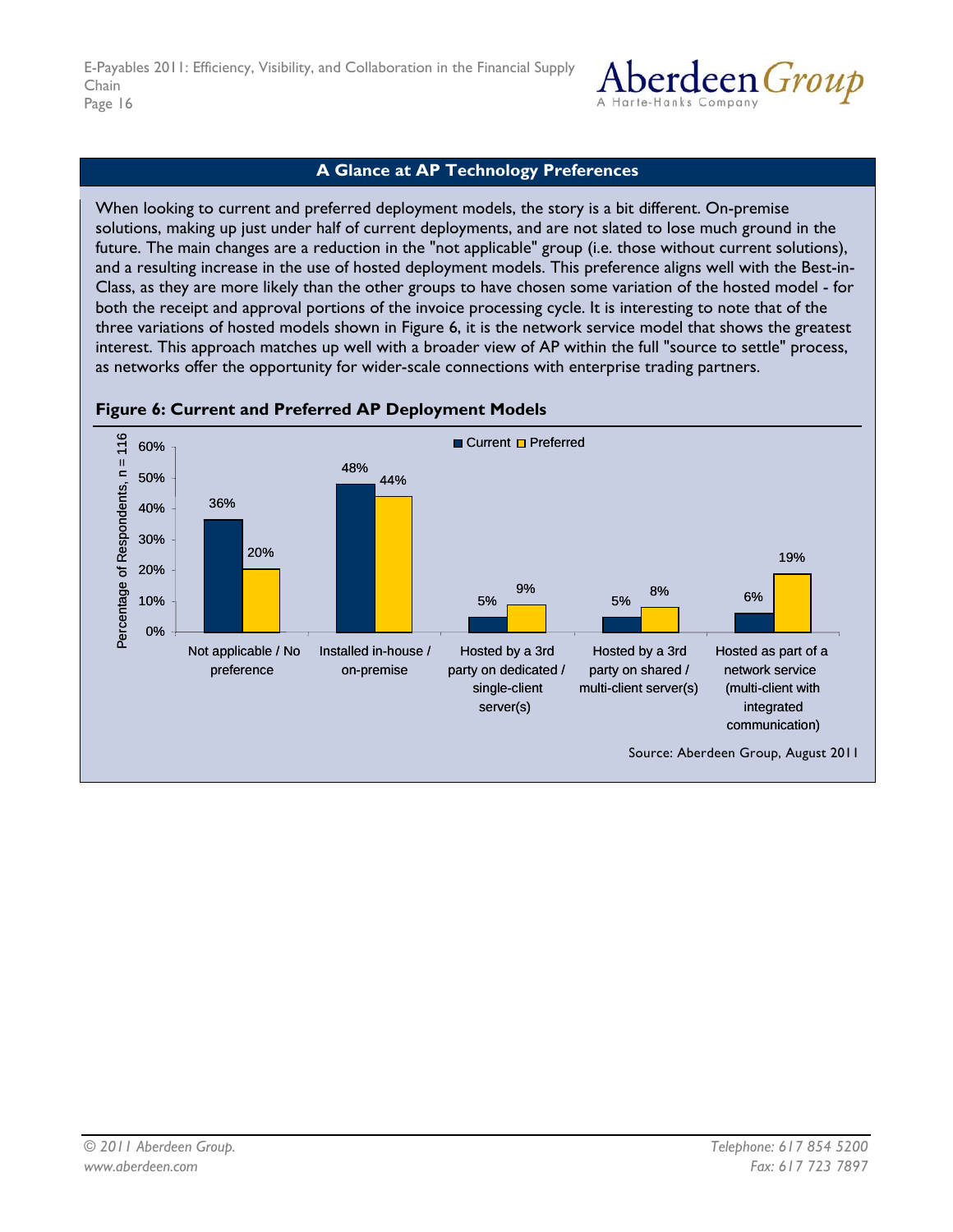## A Glance at AP Technology Preferences

When looking to current and preferred deployment models, the story is a bit different. On-premise solutions, making up just under half of current deployments, and are not slated to lose much ground in the future. The main changes are a reduction in the "not applicable" group (i.e. those without current solutions), and a resulting increase in the use of hosted deployment models. This preference aligns well with the Best-in-Class, as they are more likely than the other groups to have chosen some variation of the hosted model - for both the receipt and approval portions of the invoice processing cycle. It is interesting to note that of the three variations of hosted models shown in Figure 6, it is the network service model that shows the greatest interest. This approach matches up well with a broader view of AP within the full "source to settle" process, as networks offer the opportunity for wider-scale connections with enterprise trading partners.

**Figure 6: Current and Preferred AP Deployment Models**

| Deployment Model | Current | Preferred |
|---|---|---|
| Not applicable / No preference | 36% | 20% |
| Installed in-house / on-premise | 48% | 44% |
| Hosted by a 3rd party on dedicated / single-client server(s) | 5% | 9% |
| Hosted by a 3rd party on shared / multi-client server(s) | 5% | 8% |
| Hosted as part of a network service (multi-client with integrated communication) | 6% | 19% |

Percentage of Respondents, n = 116

Source: Aberdeen Group, August 2011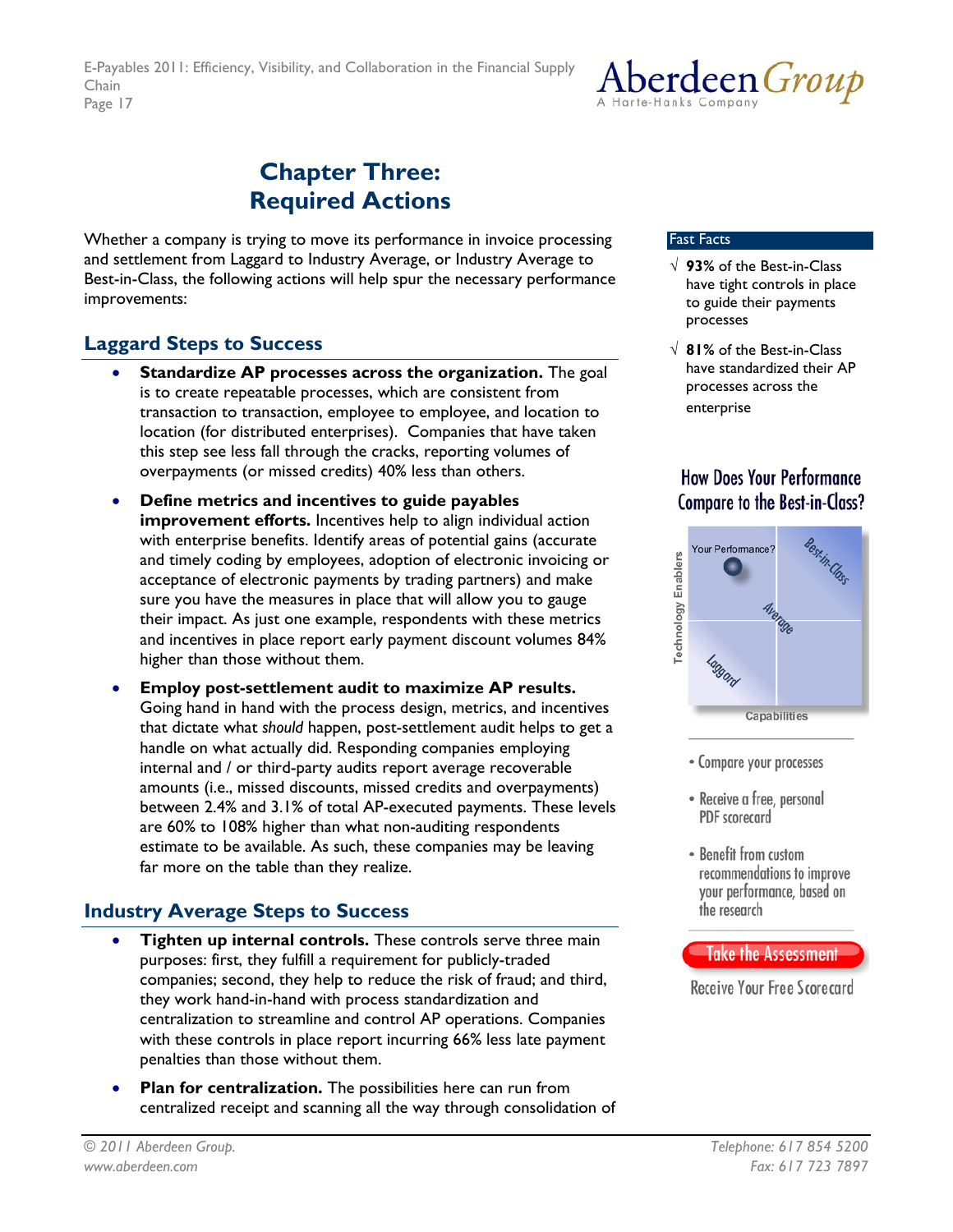# Chapter Three: Required Actions

Whether a company is trying to move its performance in invoice processing and settlement from Laggard to Industry Average, or Industry Average to Best-in-Class, the following actions will help spur the necessary performance improvements:

## Laggard Steps to Success

- **Standardize AP processes across the organization.** The goal is to create repeatable processes, which are consistent from transaction to transaction, employee to employee, and location to location (for distributed enterprises). Companies that have taken this step see less fall through the cracks, reporting volumes of overpayments (or missed credits) 40% less than others.
- **Define metrics and incentives to guide payables improvement efforts.** Incentives help to align individual action with enterprise benefits. Identify areas of potential gains (accurate and timely coding by employees, adoption of electronic invoicing or acceptance of electronic payments by trading partners) and make sure you have the measures in place that will allow you to gauge their impact. As just one example, respondents with these metrics and incentives in place report early payment discount volumes 84% higher than those without them.
- **Employ post-settlement audit to maximize AP results.** Going hand in hand with the process design, metrics, and incentives that dictate what *should* happen, post-settlement audit helps to get a handle on what actually did. Responding companies employing internal and / or third-party audits report average recoverable amounts (i.e., missed discounts, missed credits and overpayments) between 2.4% and 3.1% of total AP-executed payments. These levels are 60% to 108% higher than what non-auditing respondents estimate to be available. As such, these companies may be leaving far more on the table than they realize.

## Industry Average Steps to Success

- **Tighten up internal controls.** These controls serve three main purposes: first, they fulfill a requirement for publicly-traded companies; second, they help to reduce the risk of fraud; and third, they work hand-in-hand with process standardization and centralization to streamline and control AP operations. Companies with these controls in place report incurring 66% less late payment penalties than those without them.
- **Plan for centralization.** The possibilities here can run from centralized receipt and scanning all the way through consolidation of

**Fast Facts**

√ **93%** of the Best-in-Class have tight controls in place to guide their payments processes

√ **81%** of the Best-in-Class have standardized their AP processes across the enterprise

**How Does Your Performance Compare to the Best-in-Class?**

- Compare your processes
- Receive a free, personal PDF scorecard
- Benefit from custom recommendations to improve your performance, based on the research

Take the Assessment

Receive Your Free Scorecard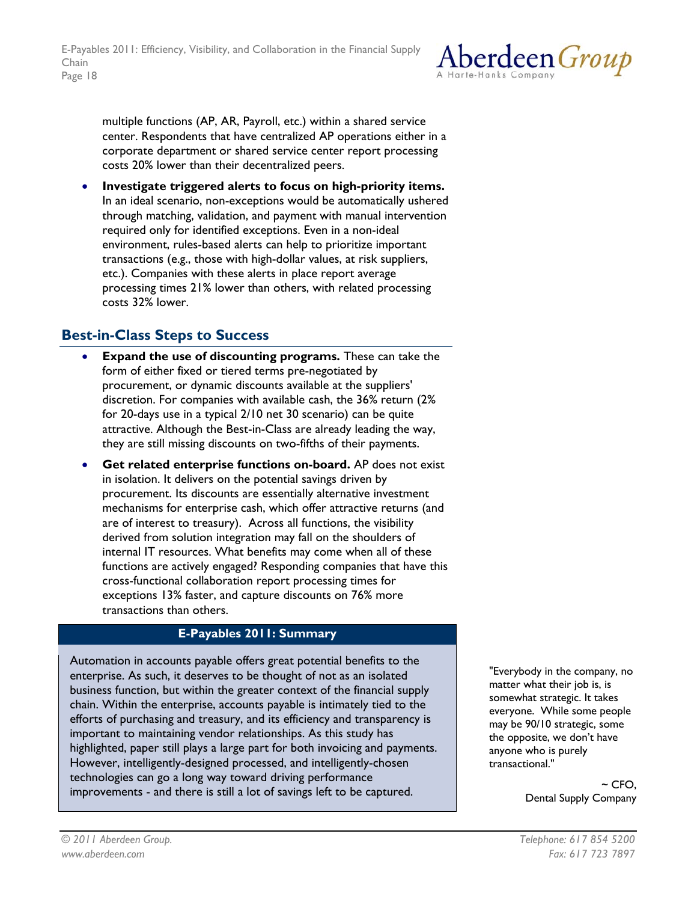multiple functions (AP, AR, Payroll, etc.) within a shared service center. Respondents that have centralized AP operations either in a corporate department or shared service center report processing costs 20% lower than their decentralized peers.

- **Investigate triggered alerts to focus on high-priority items.** In an ideal scenario, non-exceptions would be automatically ushered through matching, validation, and payment with manual intervention required only for identified exceptions. Even in a non-ideal environment, rules-based alerts can help to prioritize important transactions (e.g., those with high-dollar values, at risk suppliers, etc.). Companies with these alerts in place report average processing times 21% lower than others, with related processing costs 32% lower.

## Best-in-Class Steps to Success

- **Expand the use of discounting programs.** These can take the form of either fixed or tiered terms pre-negotiated by procurement, or dynamic discounts available at the suppliers' discretion. For companies with available cash, the 36% return (2% for 20-days use in a typical 2/10 net 30 scenario) can be quite attractive. Although the Best-in-Class are already leading the way, they are still missing discounts on two-fifths of their payments.
- **Get related enterprise functions on-board.** AP does not exist in isolation. It delivers on the potential savings driven by procurement. Its discounts are essentially alternative investment mechanisms for enterprise cash, which offer attractive returns (and are of interest to treasury). Across all functions, the visibility derived from solution integration may fall on the shoulders of internal IT resources. What benefits may come when all of these functions are actively engaged? Responding companies that have this cross-functional collaboration report processing times for exceptions 13% faster, and capture discounts on 76% more transactions than others.

### E-Payables 2011: Summary

Automation in accounts payable offers great potential benefits to the enterprise. As such, it deserves to be thought of not as an isolated business function, but within the greater context of the financial supply chain. Within the enterprise, accounts payable is intimately tied to the efforts of purchasing and treasury, and its efficiency and transparency is important to maintaining vendor relationships. As this study has highlighted, paper still plays a large part for both invoicing and payments. However, intelligently-designed processed, and intelligently-chosen technologies can go a long way toward driving performance improvements - and there is still a lot of savings left to be captured.

"Everybody in the company, no matter what their job is, is somewhat strategic. It takes everyone. While some people may be 90/10 strategic, some the opposite, we don't have anyone who is purely transactional."

~ CFO, Dental Supply Company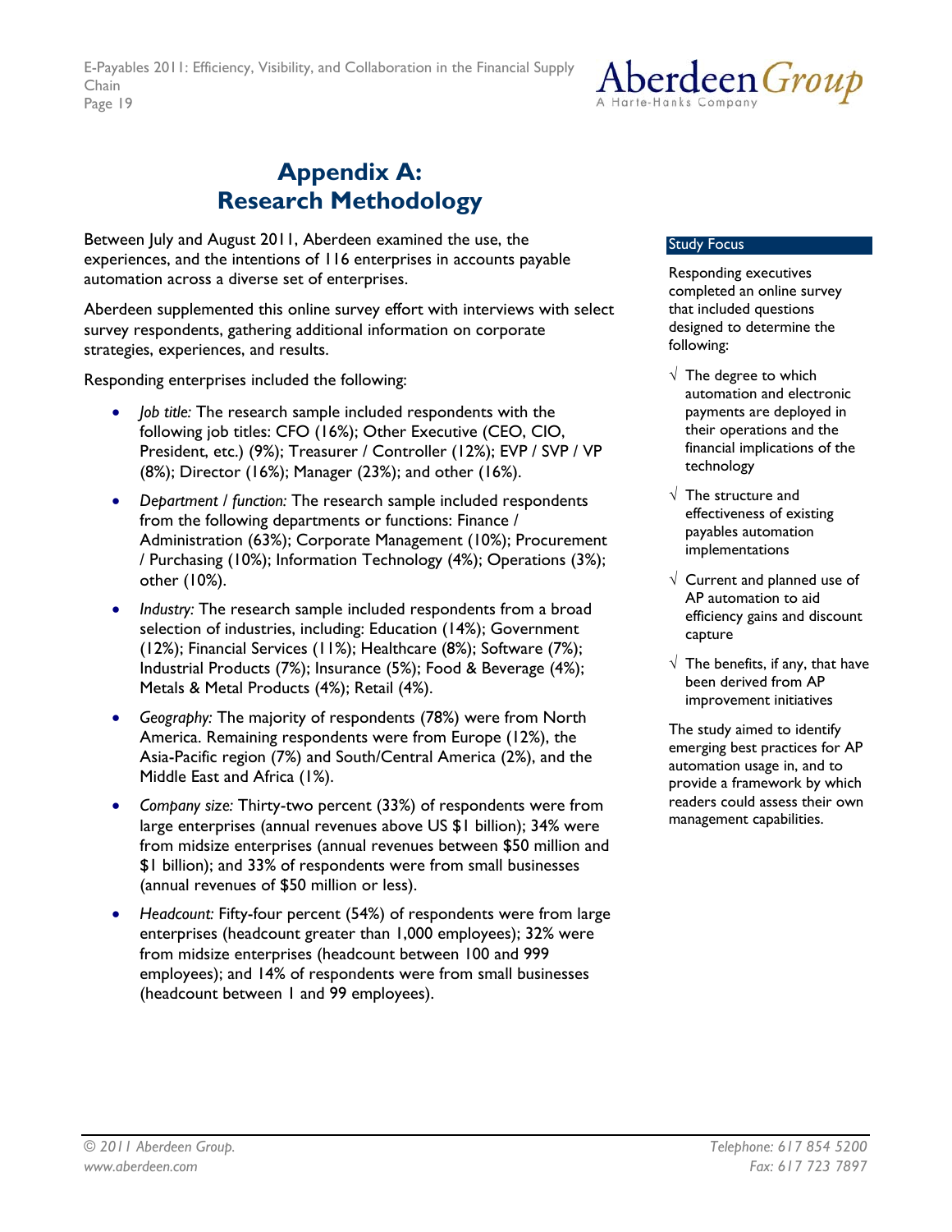# Appendix A: Research Methodology

Between July and August 2011, Aberdeen examined the use, the experiences, and the intentions of 116 enterprises in accounts payable automation across a diverse set of enterprises.

Aberdeen supplemented this online survey effort with interviews with select survey respondents, gathering additional information on corporate strategies, experiences, and results.

Responding enterprises included the following:

- *Job title:* The research sample included respondents with the following job titles: CFO (16%); Other Executive (CEO, CIO, President, etc.) (9%); Treasurer / Controller (12%); EVP / SVP / VP (8%); Director (16%); Manager (23%); and other (16%).
- *Department / function:* The research sample included respondents from the following departments or functions: Finance / Administration (63%); Corporate Management (10%); Procurement / Purchasing (10%); Information Technology (4%); Operations (3%); other (10%).
- *Industry:* The research sample included respondents from a broad selection of industries, including: Education (14%); Government (12%); Financial Services (11%); Healthcare (8%); Software (7%); Industrial Products (7%); Insurance (5%); Food & Beverage (4%); Metals & Metal Products (4%); Retail (4%).
- *Geography:* The majority of respondents (78%) were from North America. Remaining respondents were from Europe (12%), the Asia-Pacific region (7%) and South/Central America (2%), and the Middle East and Africa (1%).
- *Company size:* Thirty-two percent (33%) of respondents were from large enterprises (annual revenues above US $1 billion); 34% were from midsize enterprises (annual revenues between $50 million and $1 billion); and 33% of respondents were from small businesses (annual revenues of $50 million or less).
- *Headcount:* Fifty-four percent (54%) of respondents were from large enterprises (headcount greater than 1,000 employees); 32% were from midsize enterprises (headcount between 100 and 999 employees); and 14% of respondents were from small businesses (headcount between 1 and 99 employees).

**Study Focus**

Responding executives completed an online survey that included questions designed to determine the following:

- √ The degree to which automation and electronic payments are deployed in their operations and the financial implications of the technology
- √ The structure and effectiveness of existing payables automation implementations
- √ Current and planned use of AP automation to aid efficiency gains and discount capture
- √ The benefits, if any, that have been derived from AP improvement initiatives

The study aimed to identify emerging best practices for AP automation usage in, and to provide a framework by which readers could assess their own management capabilities.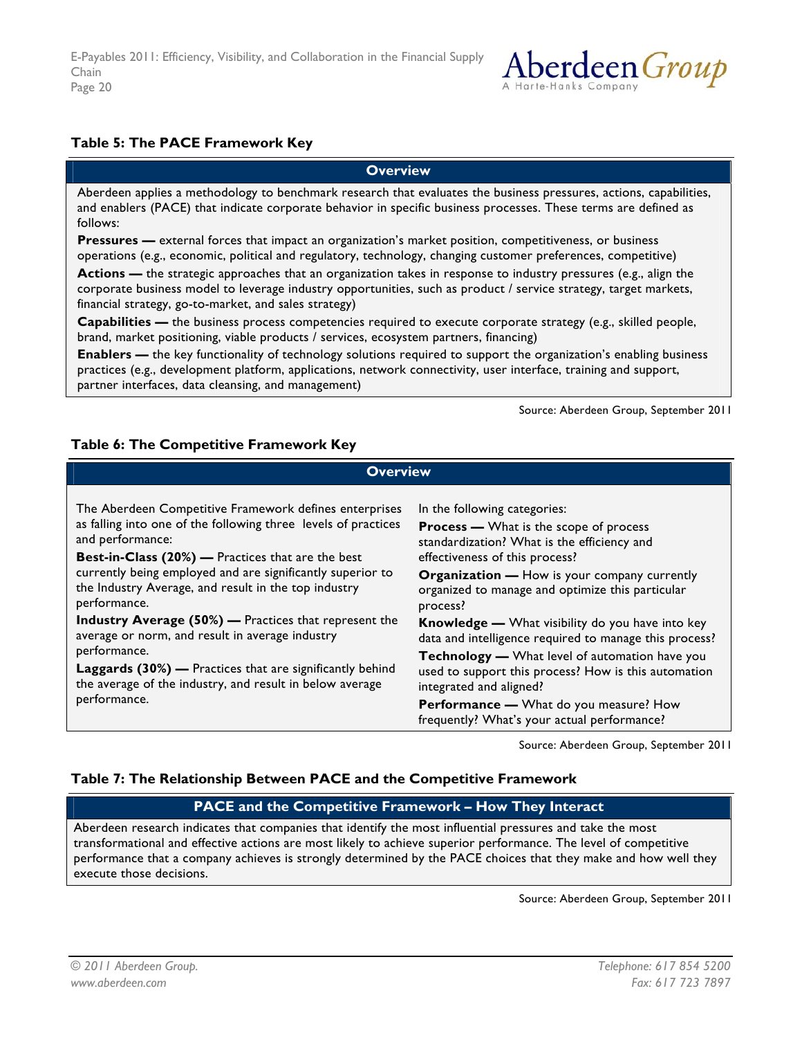**Table 5: The PACE Framework Key**

| Overview |
|---|
| Aberdeen applies a methodology to benchmark research that evaluates the business pressures, actions, capabilities, and enablers (PACE) that indicate corporate behavior in specific business processes. These terms are defined as follows:<br>**Pressures —** external forces that impact an organization's market position, competitiveness, or business operations (e.g., economic, political and regulatory, technology, changing customer preferences, competitive)<br>**Actions —** the strategic approaches that an organization takes in response to industry pressures (e.g., align the corporate business model to leverage industry opportunities, such as product / service strategy, target markets, financial strategy, go-to-market, and sales strategy)<br>**Capabilities —** the business process competencies required to execute corporate strategy (e.g., skilled people, brand, market positioning, viable products / services, ecosystem partners, financing)<br>**Enablers —** the key functionality of technology solutions required to support the organization's enabling business practices (e.g., development platform, applications, network connectivity, user interface, training and support, partner interfaces, data cleansing, and management) |

Source: Aberdeen Group, September 2011

**Table 6: The Competitive Framework Key**

| Overview | |
|---|---|
| The Aberdeen Competitive Framework defines enterprises as falling into one of the following three levels of practices and performance:<br>**Best-in-Class (20%) —** Practices that are the best currently being employed and are significantly superior to the Industry Average, and result in the top industry performance.<br>**Industry Average (50%) —** Practices that represent the average or norm, and result in average industry performance.<br>**Laggards (30%) —** Practices that are significantly behind the average of the industry, and result in below average performance. | In the following categories:<br>**Process —** What is the scope of process standardization? What is the efficiency and effectiveness of this process?<br>**Organization —** How is your company currently organized to manage and optimize this particular process?<br>**Knowledge —** What visibility do you have into key data and intelligence required to manage this process?<br>**Technology —** What level of automation have you used to support this process? How is this automation integrated and aligned?<br>**Performance —** What do you measure? How frequently? What's your actual performance? |

Source: Aberdeen Group, September 2011

**Table 7: The Relationship Between PACE and the Competitive Framework**

| PACE and the Competitive Framework – How They Interact |
|---|
| Aberdeen research indicates that companies that identify the most influential pressures and take the most transformational and effective actions are most likely to achieve superior performance. The level of competitive performance that a company achieves is strongly determined by the PACE choices that they make and how well they execute those decisions. |

Source: Aberdeen Group, September 2011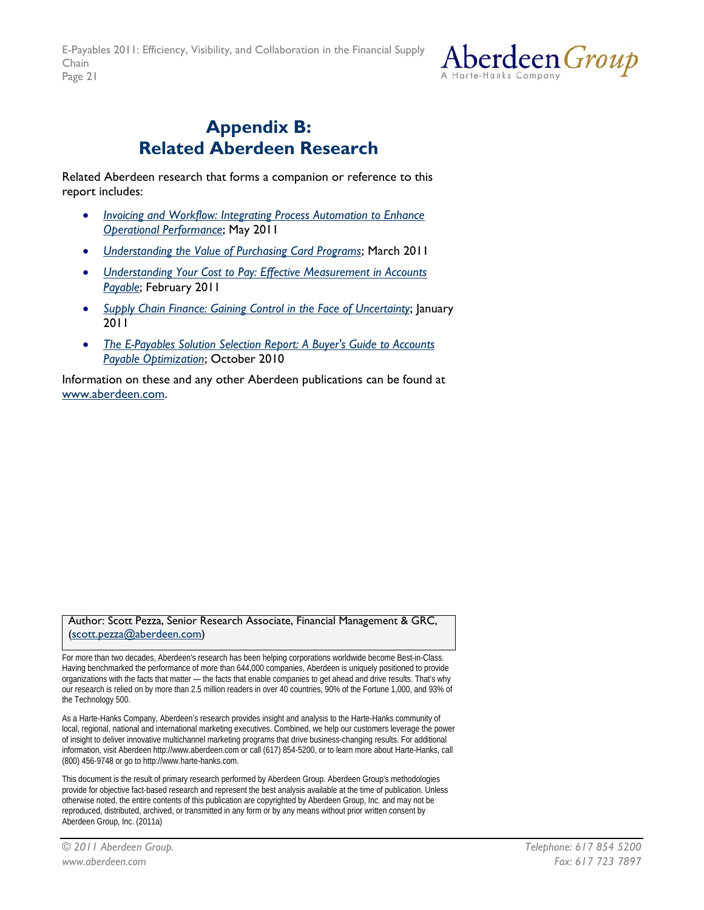# Appendix B: Related Aberdeen Research

Related Aberdeen research that forms a companion or reference to this report includes:

- *Invoicing and Workflow: Integrating Process Automation to Enhance Operational Performance*; May 2011
- *Understanding the Value of Purchasing Card Programs*; March 2011
- *Understanding Your Cost to Pay: Effective Measurement in Accounts Payable*; February 2011
- *Supply Chain Finance: Gaining Control in the Face of Uncertainty*; January 2011
- *The E-Payables Solution Selection Report: A Buyer's Guide to Accounts Payable Optimization*; October 2010

Information on these and any other Aberdeen publications can be found at www.aberdeen.com.

Author: Scott Pezza, Senior Research Associate, Financial Management & GRC, (scott.pezza@aberdeen.com)

For more than two decades, Aberdeen's research has been helping corporations worldwide become Best-in-Class. Having benchmarked the performance of more than 644,000 companies, Aberdeen is uniquely positioned to provide organizations with the facts that matter — the facts that enable companies to get ahead and drive results. That's why our research is relied on by more than 2.5 million readers in over 40 countries, 90% of the Fortune 1,000, and 93% of the Technology 500.

As a Harte-Hanks Company, Aberdeen's research provides insight and analysis to the Harte-Hanks community of local, regional, national and international marketing executives. Combined, we help our customers leverage the power of insight to deliver innovative multichannel marketing programs that drive business-changing results. For additional information, visit Aberdeen http://www.aberdeen.com or call (617) 854-5200, or to learn more about Harte-Hanks, call (800) 456-9748 or go to http://www.harte-hanks.com.

This document is the result of primary research performed by Aberdeen Group. Aberdeen Group's methodologies provide for objective fact-based research and represent the best analysis available at the time of publication. Unless otherwise noted, the entire contents of this publication are copyrighted by Aberdeen Group, Inc. and may not be reproduced, distributed, archived, or transmitted in any form or by any means without prior written consent by Aberdeen Group, Inc. (2011a)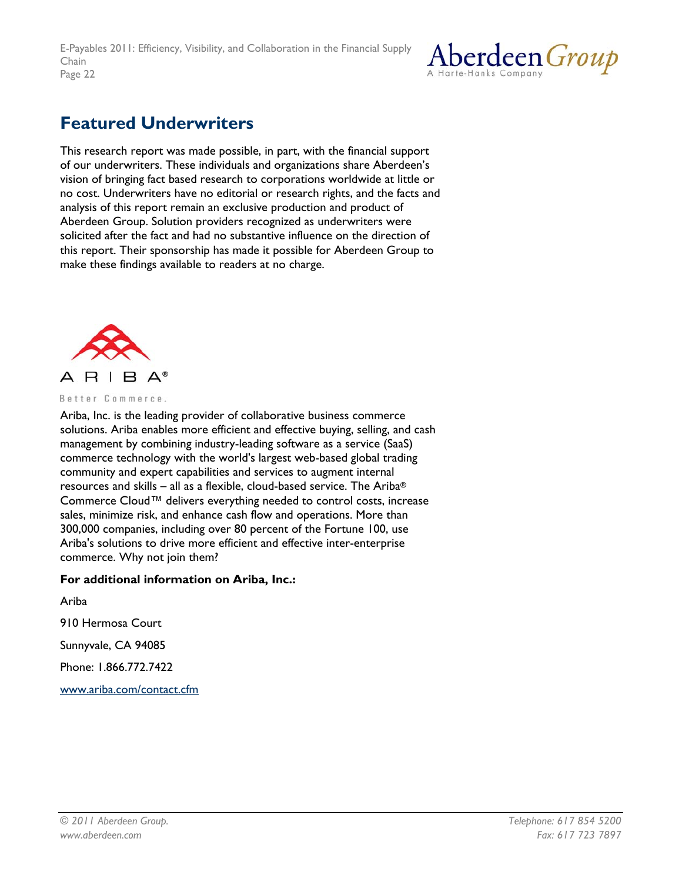## Featured Underwriters

This research report was made possible, in part, with the financial support of our underwriters. These individuals and organizations share Aberdeen's vision of bringing fact based research to corporations worldwide at little or no cost. Underwriters have no editorial or research rights, and the facts and analysis of this report remain an exclusive production and product of Aberdeen Group. Solution providers recognized as underwriters were solicited after the fact and had no substantive influence on the direction of this report. Their sponsorship has made it possible for Aberdeen Group to make these findings available to readers at no charge.

ARIBA®

Better Commerce.

Ariba, Inc. is the leading provider of collaborative business commerce solutions. Ariba enables more efficient and effective buying, selling, and cash management by combining industry-leading software as a service (SaaS) commerce technology with the world's largest web-based global trading community and expert capabilities and services to augment internal resources and skills – all as a flexible, cloud-based service. The Ariba® Commerce Cloud™ delivers everything needed to control costs, increase sales, minimize risk, and enhance cash flow and operations. More than 300,000 companies, including over 80 percent of the Fortune 100, use Ariba's solutions to drive more efficient and effective inter-enterprise commerce. Why not join them?

**For additional information on Ariba, Inc.:**

Ariba

910 Hermosa Court

Sunnyvale, CA 94085

Phone: 1.866.772.7422

www.ariba.com/contact.cfm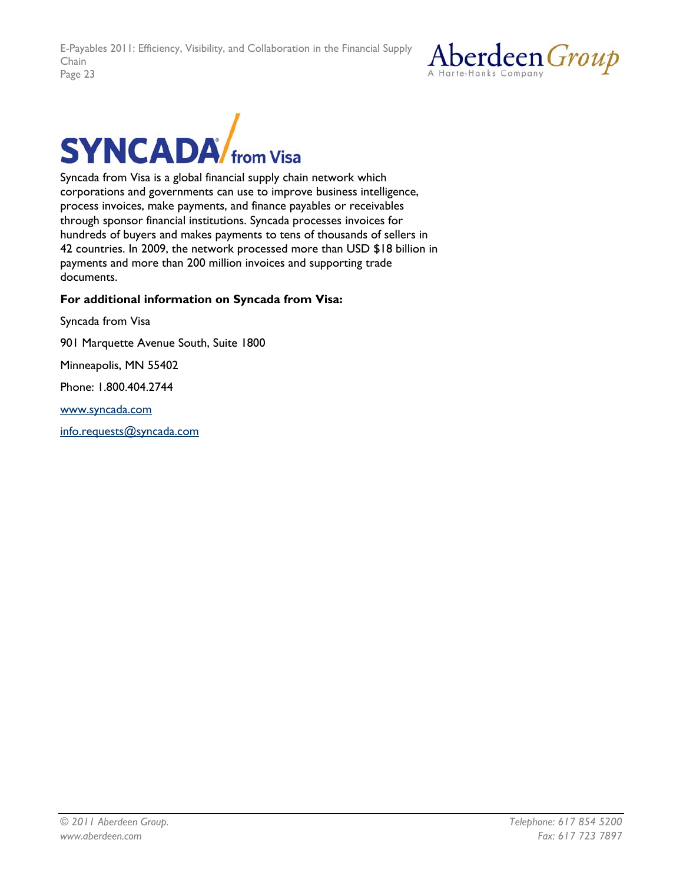# SYNCADA from Visa

Syncada from Visa is a global financial supply chain network which corporations and governments can use to improve business intelligence, process invoices, make payments, and finance payables or receivables through sponsor financial institutions. Syncada processes invoices for hundreds of buyers and makes payments to tens of thousands of sellers in 42 countries. In 2009, the network processed more than USD $18 billion in payments and more than 200 million invoices and supporting trade documents.

**For additional information on Syncada from Visa:**

Syncada from Visa

901 Marquette Avenue South, Suite 1800

Minneapolis, MN 55402

Phone: 1.800.404.2744

www.syncada.com

info.requests@syncada.com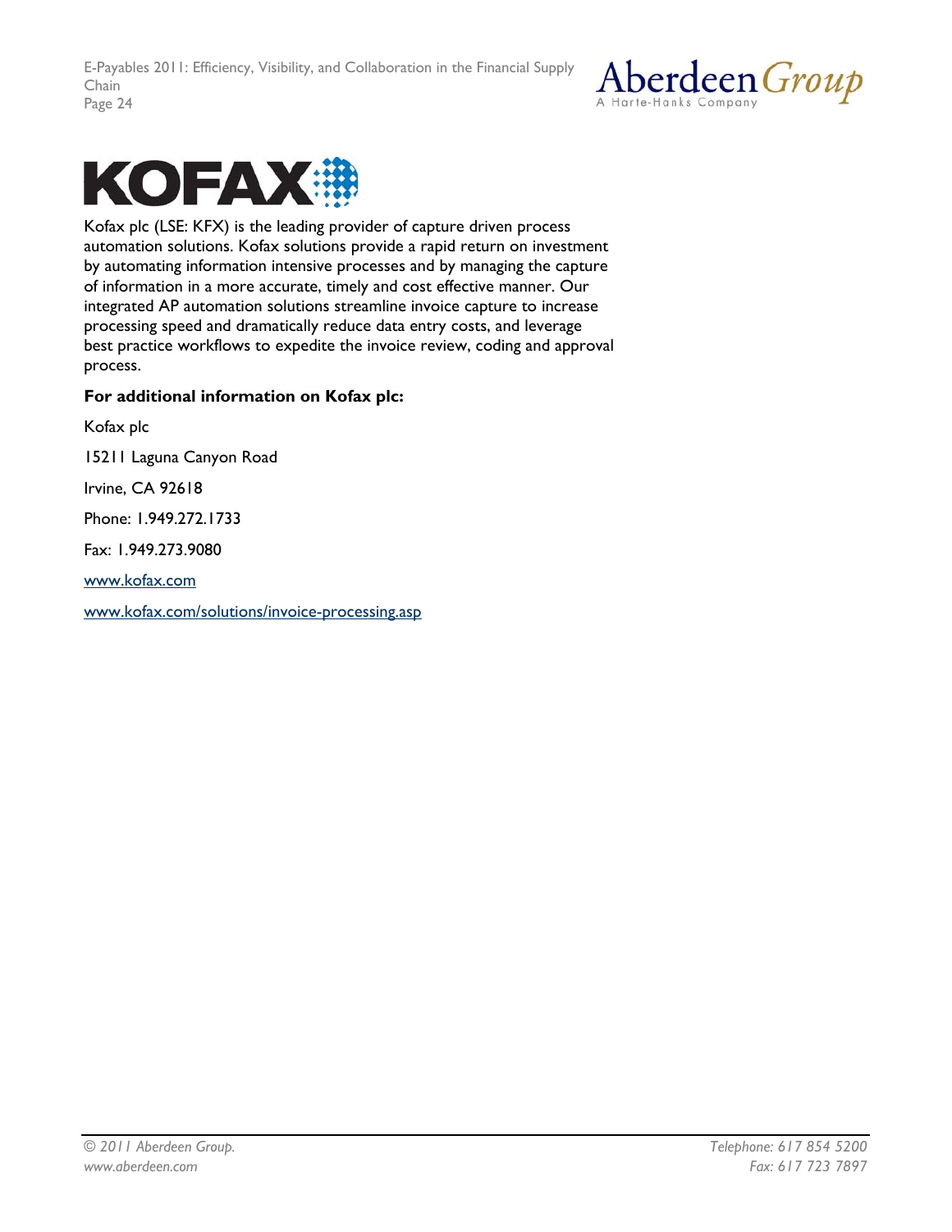Kofax plc (LSE: KFX) is the leading provider of capture driven process automation solutions. Kofax solutions provide a rapid return on investment by automating information intensive processes and by managing the capture of information in a more accurate, timely and cost effective manner. Our integrated AP automation solutions streamline invoice capture to increase processing speed and dramatically reduce data entry costs, and leverage best practice workflows to expedite the invoice review, coding and approval process.

**For additional information on Kofax plc:**

Kofax plc

15211 Laguna Canyon Road

Irvine, CA 92618

Phone: 1.949.272.1733

Fax: 1.949.273.9080

www.kofax.com

www.kofax.com/solutions/invoice-processing.asp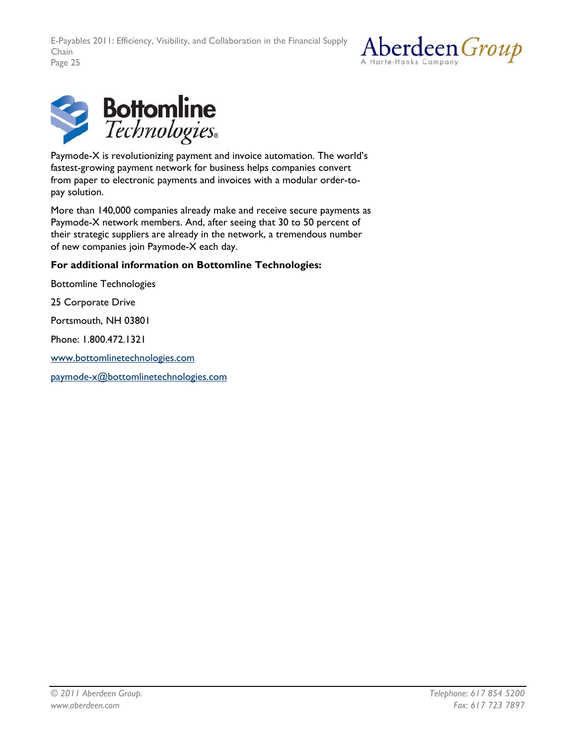Bottomline Technologies

Paymode-X is revolutionizing payment and invoice automation. The world's fastest-growing payment network for business helps companies convert from paper to electronic payments and invoices with a modular order-to-pay solution.

More than 140,000 companies already make and receive secure payments as Paymode-X network members. And, after seeing that 30 to 50 percent of their strategic suppliers are already in the network, a tremendous number of new companies join Paymode-X each day.

**For additional information on Bottomline Technologies:**

Bottomline Technologies

25 Corporate Drive

Portsmouth, NH 03801

Phone: 1.800.472.1321

www.bottomlinetechnologies.com

paymode-x@bottomlinetechnologies.com